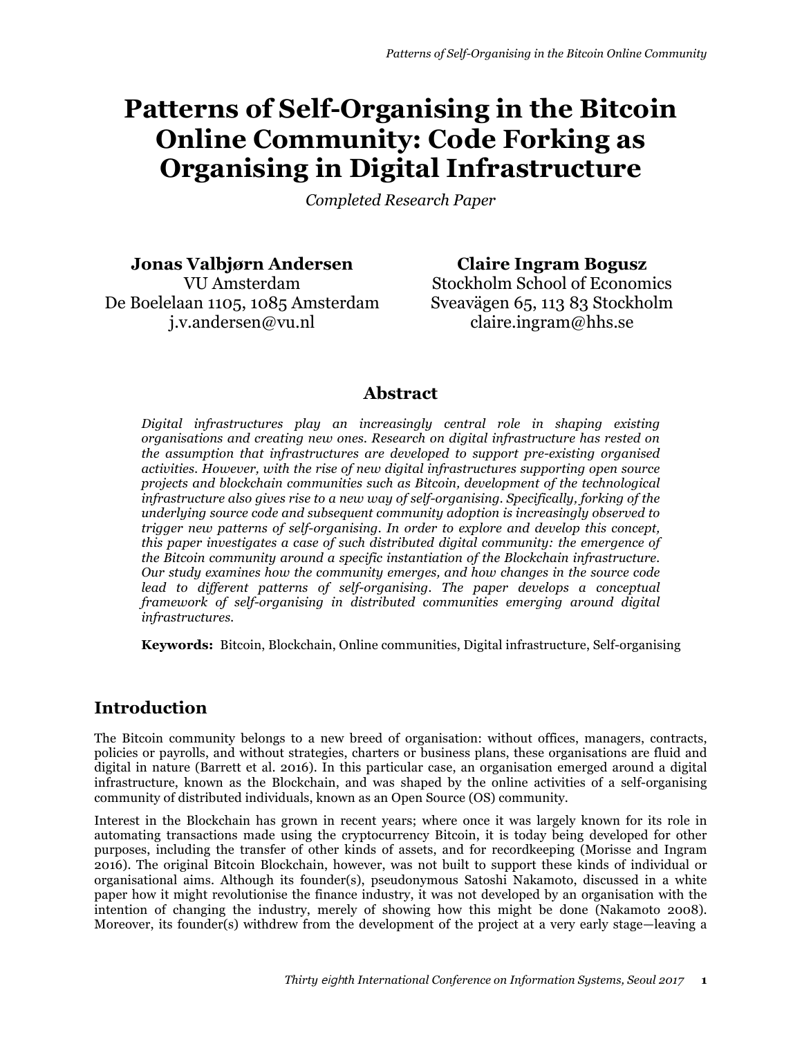# Patterns of Self-Organising in the Bitcoin Online Community: Code Forking as Organising in Digital Infrastructure

*Completed Research Paper*

**Jonas Valbjørn Andersen**
VU Amsterdam
De Boelelaan 1105, 1085 Amsterdam
j.v.andersen@vu.nl

**Claire Ingram Bogusz**
Stockholm School of Economics
Sveavägen 65, 113 83 Stockholm
claire.ingram@hhs.se

## Abstract

*Digital infrastructures play an increasingly central role in shaping existing organisations and creating new ones. Research on digital infrastructure has rested on the assumption that infrastructures are developed to support pre-existing organised activities. However, with the rise of new digital infrastructures supporting open source projects and blockchain communities such as Bitcoin, development of the technological infrastructure also gives rise to a new way of self-organising. Specifically, forking of the underlying source code and subsequent community adoption is increasingly observed to trigger new patterns of self-organising. In order to explore and develop this concept, this paper investigates a case of such distributed digital community: the emergence of the Bitcoin community around a specific instantiation of the Blockchain infrastructure. Our study examines how the community emerges, and how changes in the source code lead to different patterns of self-organising. The paper develops a conceptual framework of self-organising in distributed communities emerging around digital infrastructures.*

**Keywords:** Bitcoin, Blockchain, Online communities, Digital infrastructure, Self-organising

## Introduction

The Bitcoin community belongs to a new breed of organisation: without offices, managers, contracts, policies or payrolls, and without strategies, charters or business plans, these organisations are fluid and digital in nature (Barrett et al. 2016). In this particular case, an organisation emerged around a digital infrastructure, known as the Blockchain, and was shaped by the online activities of a self-organising community of distributed individuals, known as an Open Source (OS) community.

Interest in the Blockchain has grown in recent years; where once it was largely known for its role in automating transactions made using the cryptocurrency Bitcoin, it is today being developed for other purposes, including the transfer of other kinds of assets, and for recordkeeping (Morisse and Ingram 2016). The original Bitcoin Blockchain, however, was not built to support these kinds of individual or organisational aims. Although its founder(s), pseudonymous Satoshi Nakamoto, discussed in a white paper how it might revolutionise the finance industry, it was not developed by an organisation with the intention of changing the industry, merely of showing how this might be done (Nakamoto 2008). Moreover, its founder(s) withdrew from the development of the project at a very early stage—leaving a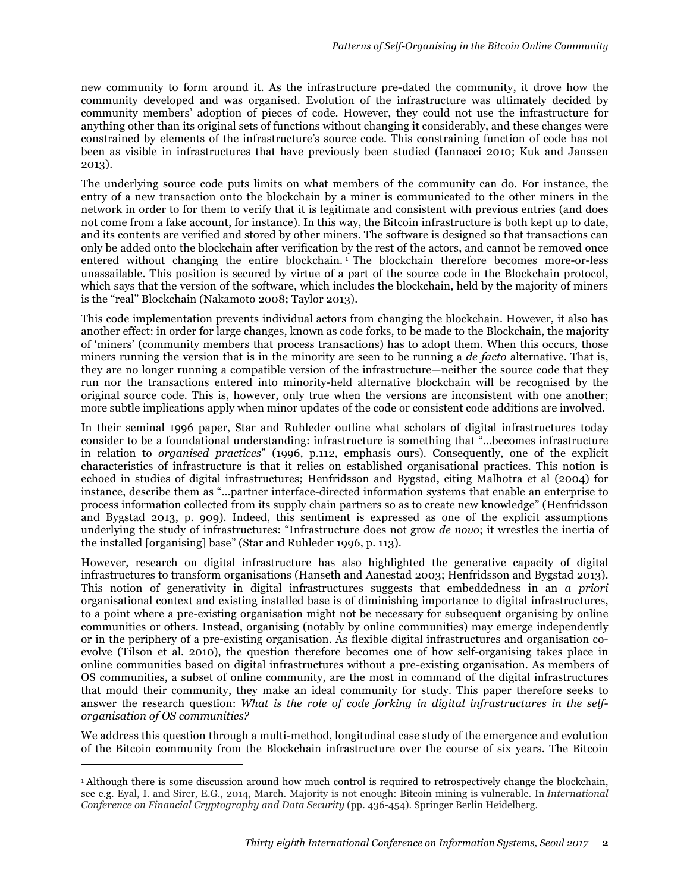new community to form around it. As the infrastructure pre-dated the community, it drove how the community developed and was organised. Evolution of the infrastructure was ultimately decided by community members' adoption of pieces of code. However, they could not use the infrastructure for anything other than its original sets of functions without changing it considerably, and these changes were constrained by elements of the infrastructure's source code. This constraining function of code has not been as visible in infrastructures that have previously been studied (Iannacci 2010; Kuk and Janssen 2013).

The underlying source code puts limits on what members of the community can do. For instance, the entry of a new transaction onto the blockchain by a miner is communicated to the other miners in the network in order to for them to verify that it is legitimate and consistent with previous entries (and does not come from a fake account, for instance). In this way, the Bitcoin infrastructure is both kept up to date, and its contents are verified and stored by other miners. The software is designed so that transactions can only be added onto the blockchain after verification by the rest of the actors, and cannot be removed once entered without changing the entire blockchain.[1] The blockchain therefore becomes more-or-less unassailable. This position is secured by virtue of a part of the source code in the Blockchain protocol, which says that the version of the software, which includes the blockchain, held by the majority of miners is the "real" Blockchain (Nakamoto 2008; Taylor 2013).

This code implementation prevents individual actors from changing the blockchain. However, it also has another effect: in order for large changes, known as code forks, to be made to the Blockchain, the majority of 'miners' (community members that process transactions) has to adopt them. When this occurs, those miners running the version that is in the minority are seen to be running a *de facto* alternative. That is, they are no longer running a compatible version of the infrastructure—neither the source code that they run nor the transactions entered into minority-held alternative blockchain will be recognised by the original source code. This is, however, only true when the versions are inconsistent with one another; more subtle implications apply when minor updates of the code or consistent code additions are involved.

In their seminal 1996 paper, Star and Ruhleder outline what scholars of digital infrastructures today consider to be a foundational understanding: infrastructure is something that "…becomes infrastructure in relation to *organised practices*" (1996, p.112, emphasis ours). Consequently, one of the explicit characteristics of infrastructure is that it relies on established organisational practices. This notion is echoed in studies of digital infrastructures; Henfridsson and Bygstad, citing Malhotra et al (2004) for instance, describe them as "…partner interface-directed information systems that enable an enterprise to process information collected from its supply chain partners so as to create new knowledge" (Henfridsson and Bygstad 2013, p. 909). Indeed, this sentiment is expressed as one of the explicit assumptions underlying the study of infrastructures: "Infrastructure does not grow *de novo*; it wrestles the inertia of the installed [organising] base" (Star and Ruhleder 1996, p. 113).

However, research on digital infrastructure has also highlighted the generative capacity of digital infrastructures to transform organisations (Hanseth and Aanestad 2003; Henfridsson and Bygstad 2013). This notion of generativity in digital infrastructures suggests that embeddedness in an *a priori* organisational context and existing installed base is of diminishing importance to digital infrastructures, to a point where a pre-existing organisation might not be necessary for subsequent organising by online communities or others. Instead, organising (notably by online communities) may emerge independently or in the periphery of a pre-existing organisation. As flexible digital infrastructures and organisation co-evolve (Tilson et al. 2010), the question therefore becomes one of how self-organising takes place in online communities based on digital infrastructures without a pre-existing organisation. As members of OS communities, a subset of online community, are the most in command of the digital infrastructures that mould their community, they make an ideal community for study. This paper therefore seeks to answer the research question: *What is the role of code forking in digital infrastructures in the self-organisation of OS communities?*

We address this question through a multi-method, longitudinal case study of the emergence and evolution of the Bitcoin community from the Blockchain infrastructure over the course of six years. The Bitcoin

---

[1] Although there is some discussion around how much control is required to retrospectively change the blockchain, see e.g. Eyal, I. and Sirer, E.G., 2014, March. Majority is not enough: Bitcoin mining is vulnerable. In *International Conference on Financial Cryptography and Data Security* (pp. 436-454). Springer Berlin Heidelberg.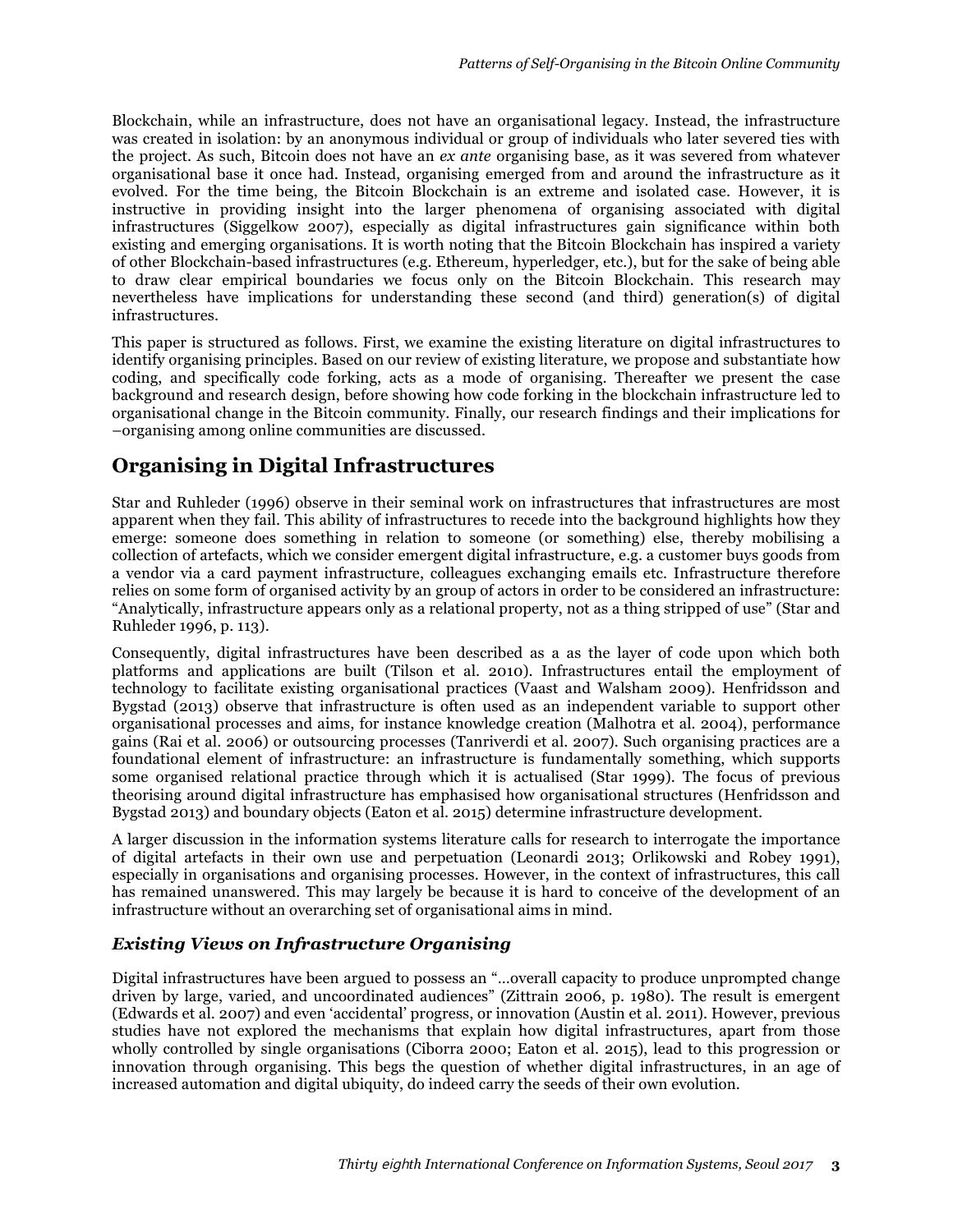Blockchain, while an infrastructure, does not have an organisational legacy. Instead, the infrastructure was created in isolation: by an anonymous individual or group of individuals who later severed ties with the project. As such, Bitcoin does not have an *ex ante* organising base, as it was severed from whatever organisational base it once had. Instead, organising emerged from and around the infrastructure as it evolved. For the time being, the Bitcoin Blockchain is an extreme and isolated case. However, it is instructive in providing insight into the larger phenomena of organising associated with digital infrastructures (Siggelkow 2007), especially as digital infrastructures gain significance within both existing and emerging organisations. It is worth noting that the Bitcoin Blockchain has inspired a variety of other Blockchain-based infrastructures (e.g. Ethereum, hyperledger, etc.), but for the sake of being able to draw clear empirical boundaries we focus only on the Bitcoin Blockchain. This research may nevertheless have implications for understanding these second (and third) generation(s) of digital infrastructures.

This paper is structured as follows. First, we examine the existing literature on digital infrastructures to identify organising principles. Based on our review of existing literature, we propose and substantiate how coding, and specifically code forking, acts as a mode of organising. Thereafter we present the case background and research design, before showing how code forking in the blockchain infrastructure led to organisational change in the Bitcoin community. Finally, our research findings and their implications for –organising among online communities are discussed.

## Organising in Digital Infrastructures

Star and Ruhleder (1996) observe in their seminal work on infrastructures that infrastructures are most apparent when they fail. This ability of infrastructures to recede into the background highlights how they emerge: someone does something in relation to someone (or something) else, thereby mobilising a collection of artefacts, which we consider emergent digital infrastructure, e.g. a customer buys goods from a vendor via a card payment infrastructure, colleagues exchanging emails etc. Infrastructure therefore relies on some form of organised activity by an group of actors in order to be considered an infrastructure: "Analytically, infrastructure appears only as a relational property, not as a thing stripped of use" (Star and Ruhleder 1996, p. 113).

Consequently, digital infrastructures have been described as a as the layer of code upon which both platforms and applications are built (Tilson et al. 2010). Infrastructures entail the employment of technology to facilitate existing organisational practices (Vaast and Walsham 2009). Henfridsson and Bygstad (2013) observe that infrastructure is often used as an independent variable to support other organisational processes and aims, for instance knowledge creation (Malhotra et al. 2004), performance gains (Rai et al. 2006) or outsourcing processes (Tanriverdi et al. 2007). Such organising practices are a foundational element of infrastructure: an infrastructure is fundamentally something, which supports some organised relational practice through which it is actualised (Star 1999). The focus of previous theorising around digital infrastructure has emphasised how organisational structures (Henfridsson and Bygstad 2013) and boundary objects (Eaton et al. 2015) determine infrastructure development.

A larger discussion in the information systems literature calls for research to interrogate the importance of digital artefacts in their own use and perpetuation (Leonardi 2013; Orlikowski and Robey 1991), especially in organisations and organising processes. However, in the context of infrastructures, this call has remained unanswered. This may largely be because it is hard to conceive of the development of an infrastructure without an overarching set of organisational aims in mind.

### *Existing Views on Infrastructure Organising*

Digital infrastructures have been argued to possess an "…overall capacity to produce unprompted change driven by large, varied, and uncoordinated audiences" (Zittrain 2006, p. 1980). The result is emergent (Edwards et al. 2007) and even 'accidental' progress, or innovation (Austin et al. 2011). However, previous studies have not explored the mechanisms that explain how digital infrastructures, apart from those wholly controlled by single organisations (Ciborra 2000; Eaton et al. 2015), lead to this progression or innovation through organising. This begs the question of whether digital infrastructures, in an age of increased automation and digital ubiquity, do indeed carry the seeds of their own evolution.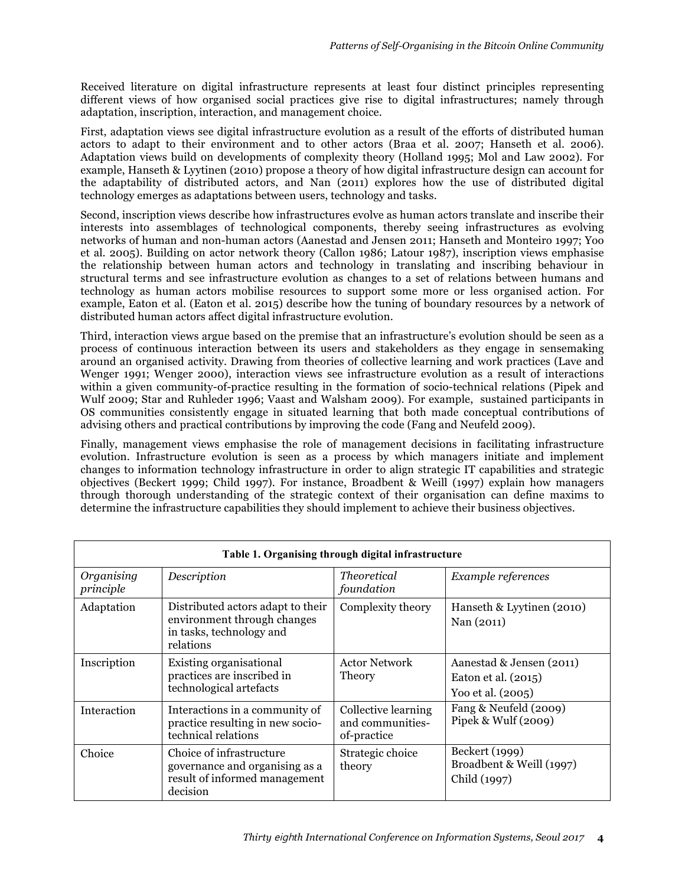Received literature on digital infrastructure represents at least four distinct principles representing different views of how organised social practices give rise to digital infrastructures; namely through adaptation, inscription, interaction, and management choice.

First, adaptation views see digital infrastructure evolution as a result of the efforts of distributed human actors to adapt to their environment and to other actors (Braa et al. 2007; Hanseth et al. 2006). Adaptation views build on developments of complexity theory (Holland 1995; Mol and Law 2002). For example, Hanseth & Lyytinen (2010) propose a theory of how digital infrastructure design can account for the adaptability of distributed actors, and Nan (2011) explores how the use of distributed digital technology emerges as adaptations between users, technology and tasks.

Second, inscription views describe how infrastructures evolve as human actors translate and inscribe their interests into assemblages of technological components, thereby seeing infrastructures as evolving networks of human and non-human actors (Aanestad and Jensen 2011; Hanseth and Monteiro 1997; Yoo et al. 2005). Building on actor network theory (Callon 1986; Latour 1987), inscription views emphasise the relationship between human actors and technology in translating and inscribing behaviour in structural terms and see infrastructure evolution as changes to a set of relations between humans and technology as human actors mobilise resources to support some more or less organised action. For example, Eaton et al. (Eaton et al. 2015) describe how the tuning of boundary resources by a network of distributed human actors affect digital infrastructure evolution.

Third, interaction views argue based on the premise that an infrastructure's evolution should be seen as a process of continuous interaction between its users and stakeholders as they engage in sensemaking around an organised activity. Drawing from theories of collective learning and work practices (Lave and Wenger 1991; Wenger 2000), interaction views see infrastructure evolution as a result of interactions within a given community-of-practice resulting in the formation of socio-technical relations (Pipek and Wulf 2009; Star and Ruhleder 1996; Vaast and Walsham 2009). For example, sustained participants in OS communities consistently engage in situated learning that both made conceptual contributions of advising others and practical contributions by improving the code (Fang and Neufeld 2009).

Finally, management views emphasise the role of management decisions in facilitating infrastructure evolution. Infrastructure evolution is seen as a process by which managers initiate and implement changes to information technology infrastructure in order to align strategic IT capabilities and strategic objectives (Beckert 1999; Child 1997). For instance, Broadbent & Weill (1997) explain how managers through thorough understanding of the strategic context of their organisation can define maxims to determine the infrastructure capabilities they should implement to achieve their business objectives.

**Table 1. Organising through digital infrastructure**

| *Organising principle* | *Description* | *Theoretical foundation* | *Example references* |
|---|---|---|---|
| Adaptation | Distributed actors adapt to their environment through changes in tasks, technology and relations | Complexity theory | Hanseth & Lyytinen (2010)<br>Nan (2011) |
| Inscription | Existing organisational practices are inscribed in technological artefacts | Actor Network Theory | Aanestad & Jensen (2011)<br>Eaton et al. (2015)<br>Yoo et al. (2005) |
| Interaction | Interactions in a community of practice resulting in new socio-technical relations | Collective learning and communities-of-practice | Fang & Neufeld (2009)<br>Pipek & Wulf (2009) |
| Choice | Choice of infrastructure governance and organising as a result of informed management decision | Strategic choice theory | Beckert (1999)<br>Broadbent & Weill (1997)<br>Child (1997) |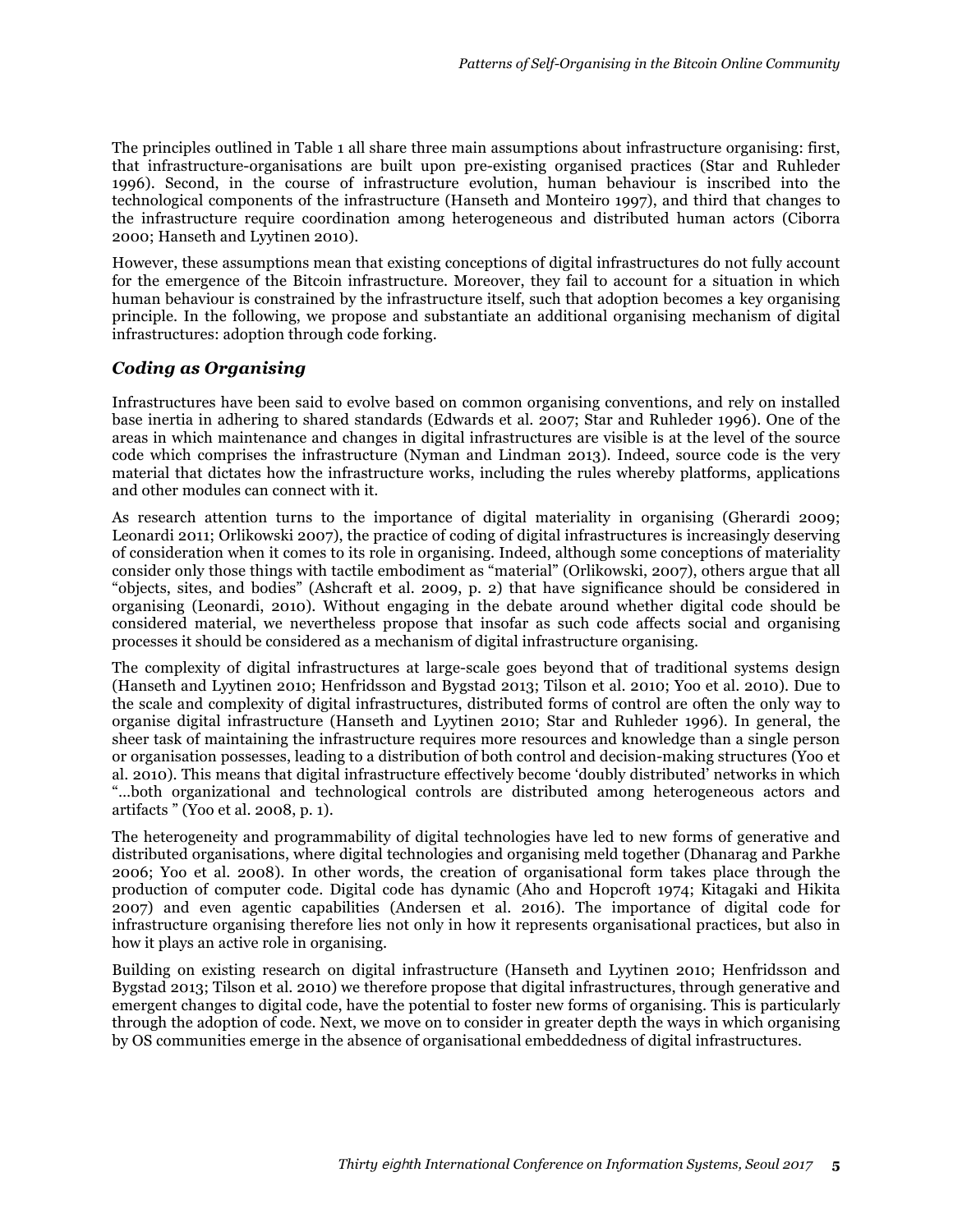The principles outlined in Table 1 all share three main assumptions about infrastructure organising: first, that infrastructure-organisations are built upon pre-existing organised practices (Star and Ruhleder 1996). Second, in the course of infrastructure evolution, human behaviour is inscribed into the technological components of the infrastructure (Hanseth and Monteiro 1997), and third that changes to the infrastructure require coordination among heterogeneous and distributed human actors (Ciborra 2000; Hanseth and Lyytinen 2010).

However, these assumptions mean that existing conceptions of digital infrastructures do not fully account for the emergence of the Bitcoin infrastructure. Moreover, they fail to account for a situation in which human behaviour is constrained by the infrastructure itself, such that adoption becomes a key organising principle. In the following, we propose and substantiate an additional organising mechanism of digital infrastructures: adoption through code forking.

### *Coding as Organising*

Infrastructures have been said to evolve based on common organising conventions, and rely on installed base inertia in adhering to shared standards (Edwards et al. 2007; Star and Ruhleder 1996). One of the areas in which maintenance and changes in digital infrastructures are visible is at the level of the source code which comprises the infrastructure (Nyman and Lindman 2013). Indeed, source code is the very material that dictates how the infrastructure works, including the rules whereby platforms, applications and other modules can connect with it.

As research attention turns to the importance of digital materiality in organising (Gherardi 2009; Leonardi 2011; Orlikowski 2007), the practice of coding of digital infrastructures is increasingly deserving of consideration when it comes to its role in organising. Indeed, although some conceptions of materiality consider only those things with tactile embodiment as "material" (Orlikowski, 2007), others argue that all "objects, sites, and bodies" (Ashcraft et al. 2009, p. 2) that have significance should be considered in organising (Leonardi, 2010). Without engaging in the debate around whether digital code should be considered material, we nevertheless propose that insofar as such code affects social and organising processes it should be considered as a mechanism of digital infrastructure organising.

The complexity of digital infrastructures at large-scale goes beyond that of traditional systems design (Hanseth and Lyytinen 2010; Henfridsson and Bygstad 2013; Tilson et al. 2010; Yoo et al. 2010). Due to the scale and complexity of digital infrastructures, distributed forms of control are often the only way to organise digital infrastructure (Hanseth and Lyytinen 2010; Star and Ruhleder 1996). In general, the sheer task of maintaining the infrastructure requires more resources and knowledge than a single person or organisation possesses, leading to a distribution of both control and decision-making structures (Yoo et al. 2010). This means that digital infrastructure effectively become 'doubly distributed' networks in which "…both organizational and technological controls are distributed among heterogeneous actors and artifacts " (Yoo et al. 2008, p. 1).

The heterogeneity and programmability of digital technologies have led to new forms of generative and distributed organisations, where digital technologies and organising meld together (Dhanarag and Parkhe 2006; Yoo et al. 2008). In other words, the creation of organisational form takes place through the production of computer code. Digital code has dynamic (Aho and Hopcroft 1974; Kitagaki and Hikita 2007) and even agentic capabilities (Andersen et al. 2016). The importance of digital code for infrastructure organising therefore lies not only in how it represents organisational practices, but also in how it plays an active role in organising.

Building on existing research on digital infrastructure (Hanseth and Lyytinen 2010; Henfridsson and Bygstad 2013; Tilson et al. 2010) we therefore propose that digital infrastructures, through generative and emergent changes to digital code, have the potential to foster new forms of organising. This is particularly through the adoption of code. Next, we move on to consider in greater depth the ways in which organising by OS communities emerge in the absence of organisational embeddedness of digital infrastructures.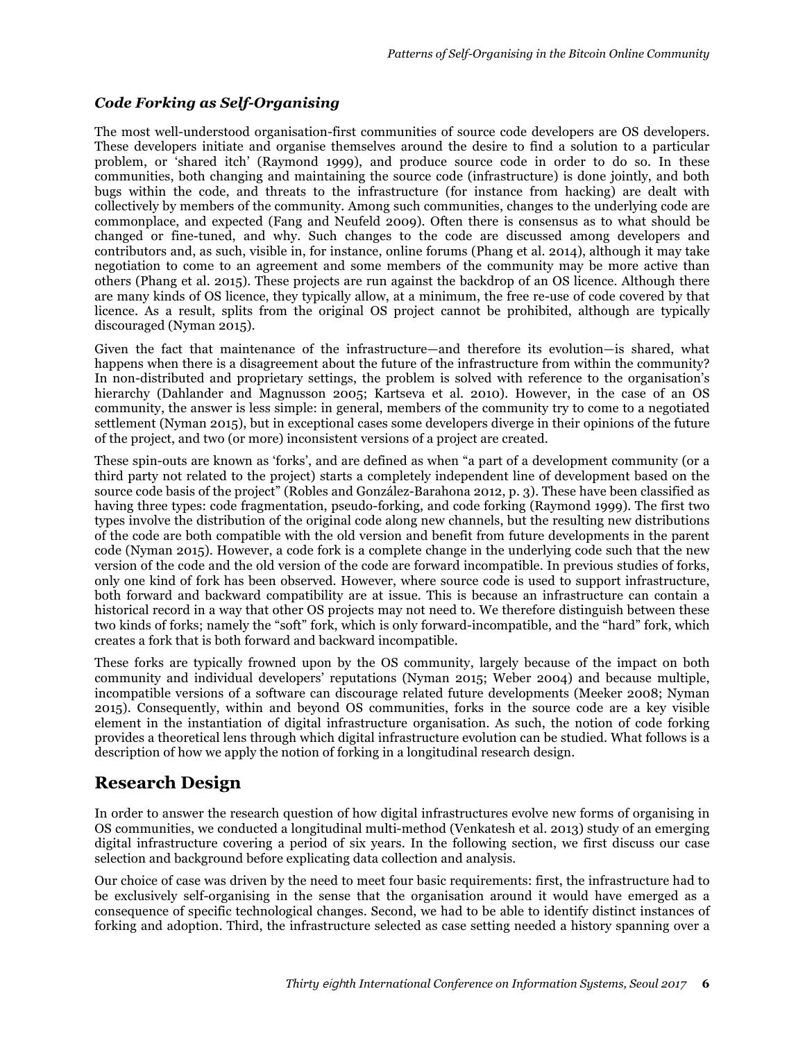### *Code Forking as Self-Organising*

The most well-understood organisation-first communities of source code developers are OS developers. These developers initiate and organise themselves around the desire to find a solution to a particular problem, or 'shared itch' (Raymond 1999), and produce source code in order to do so. In these communities, both changing and maintaining the source code (infrastructure) is done jointly, and both bugs within the code, and threats to the infrastructure (for instance from hacking) are dealt with collectively by members of the community. Among such communities, changes to the underlying code are commonplace, and expected (Fang and Neufeld 2009). Often there is consensus as to what should be changed or fine-tuned, and why. Such changes to the code are discussed among developers and contributors and, as such, visible in, for instance, online forums (Phang et al. 2014), although it may take negotiation to come to an agreement and some members of the community may be more active than others (Phang et al. 2015). These projects are run against the backdrop of an OS licence. Although there are many kinds of OS licence, they typically allow, at a minimum, the free re-use of code covered by that licence. As a result, splits from the original OS project cannot be prohibited, although are typically discouraged (Nyman 2015).

Given the fact that maintenance of the infrastructure—and therefore its evolution—is shared, what happens when there is a disagreement about the future of the infrastructure from within the community? In non-distributed and proprietary settings, the problem is solved with reference to the organisation's hierarchy (Dahlander and Magnusson 2005; Kartseva et al. 2010). However, in the case of an OS community, the answer is less simple: in general, members of the community try to come to a negotiated settlement (Nyman 2015), but in exceptional cases some developers diverge in their opinions of the future of the project, and two (or more) inconsistent versions of a project are created.

These spin-outs are known as 'forks', and are defined as when "a part of a development community (or a third party not related to the project) starts a completely independent line of development based on the source code basis of the project" (Robles and González-Barahona 2012, p. 3). These have been classified as having three types: code fragmentation, pseudo-forking, and code forking (Raymond 1999). The first two types involve the distribution of the original code along new channels, but the resulting new distributions of the code are both compatible with the old version and benefit from future developments in the parent code (Nyman 2015). However, a code fork is a complete change in the underlying code such that the new version of the code and the old version of the code are forward incompatible. In previous studies of forks, only one kind of fork has been observed. However, where source code is used to support infrastructure, both forward and backward compatibility are at issue. This is because an infrastructure can contain a historical record in a way that other OS projects may not need to. We therefore distinguish between these two kinds of forks; namely the "soft" fork, which is only forward-incompatible, and the "hard" fork, which creates a fork that is both forward and backward incompatible.

These forks are typically frowned upon by the OS community, largely because of the impact on both community and individual developers' reputations (Nyman 2015; Weber 2004) and because multiple, incompatible versions of a software can discourage related future developments (Meeker 2008; Nyman 2015). Consequently, within and beyond OS communities, forks in the source code are a key visible element in the instantiation of digital infrastructure organisation. As such, the notion of code forking provides a theoretical lens through which digital infrastructure evolution can be studied. What follows is a description of how we apply the notion of forking in a longitudinal research design.

## Research Design

In order to answer the research question of how digital infrastructures evolve new forms of organising in OS communities, we conducted a longitudinal multi-method (Venkatesh et al. 2013) study of an emerging digital infrastructure covering a period of six years. In the following section, we first discuss our case selection and background before explicating data collection and analysis.

Our choice of case was driven by the need to meet four basic requirements: first, the infrastructure had to be exclusively self-organising in the sense that the organisation around it would have emerged as a consequence of specific technological changes. Second, we had to be able to identify distinct instances of forking and adoption. Third, the infrastructure selected as case setting needed a history spanning over a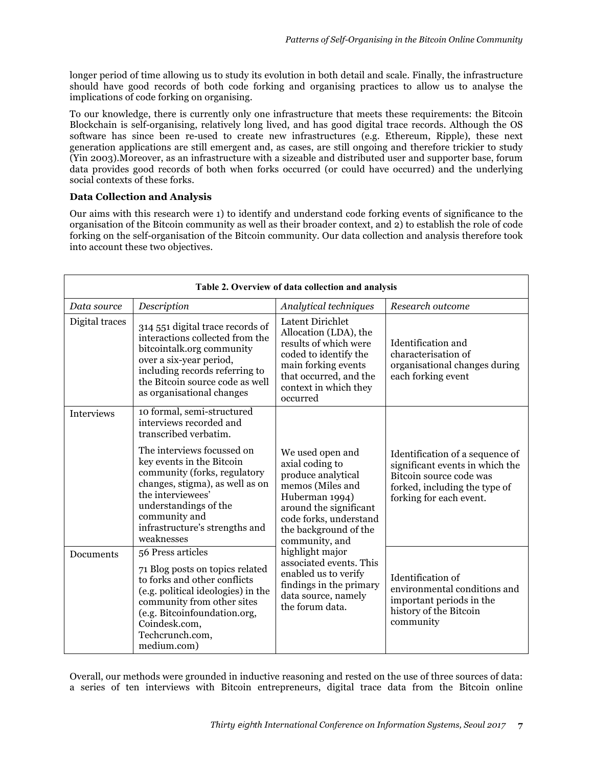longer period of time allowing us to study its evolution in both detail and scale. Finally, the infrastructure should have good records of both code forking and organising practices to allow us to analyse the implications of code forking on organising.

To our knowledge, there is currently only one infrastructure that meets these requirements: the Bitcoin Blockchain is self-organising, relatively long lived, and has good digital trace records. Although the OS software has since been re-used to create new infrastructures (e.g. Ethereum, Ripple), these next generation applications are still emergent and, as cases, are still ongoing and therefore trickier to study (Yin 2003).Moreover, as an infrastructure with a sizeable and distributed user and supporter base, forum data provides good records of both when forks occurred (or could have occurred) and the underlying social contexts of these forks.

**Data Collection and Analysis**

Our aims with this research were 1) to identify and understand code forking events of significance to the organisation of the Bitcoin community as well as their broader context, and 2) to establish the role of code forking on the self-organisation of the Bitcoin community. Our data collection and analysis therefore took into account these two objectives.

**Table 2. Overview of data collection and analysis**

| *Data source* | *Description* | *Analytical techniques* | *Research outcome* |
|---|---|---|---|
| Digital traces | 314 551 digital trace records of interactions collected from the bitcointalk.org community over a six-year period, including records referring to the Bitcoin source code as well as organisational changes | Latent Dirichlet Allocation (LDA), the results of which were coded to identify the main forking events that occurred, and the context in which they occurred | Identification and characterisation of organisational changes during each forking event |
| Interviews | 10 formal, semi-structured interviews recorded and transcribed verbatim. The interviews focussed on key events in the Bitcoin community (forks, regulatory changes, stigma), as well as on the interviewees' understandings of the community and infrastructure's strengths and weaknesses | We used open and axial coding to produce analytical memos (Miles and Huberman 1994) around the significant code forks, understand the background of the community, and highlight major associated events. This enabled us to verify findings in the primary data source, namely the forum data. | Identification of a sequence of significant events in which the Bitcoin source code was forked, including the type of forking for each event. |
| Documents | 56 Press articles<br>71 Blog posts on topics related to forks and other conflicts (e.g. political ideologies) in the community from other sites (e.g. Bitcoinfoundation.org, Coindesk.com, Techcrunch.com, medium.com) | | Identification of environmental conditions and important periods in the history of the Bitcoin community |

Overall, our methods were grounded in inductive reasoning and rested on the use of three sources of data: a series of ten interviews with Bitcoin entrepreneurs, digital trace data from the Bitcoin online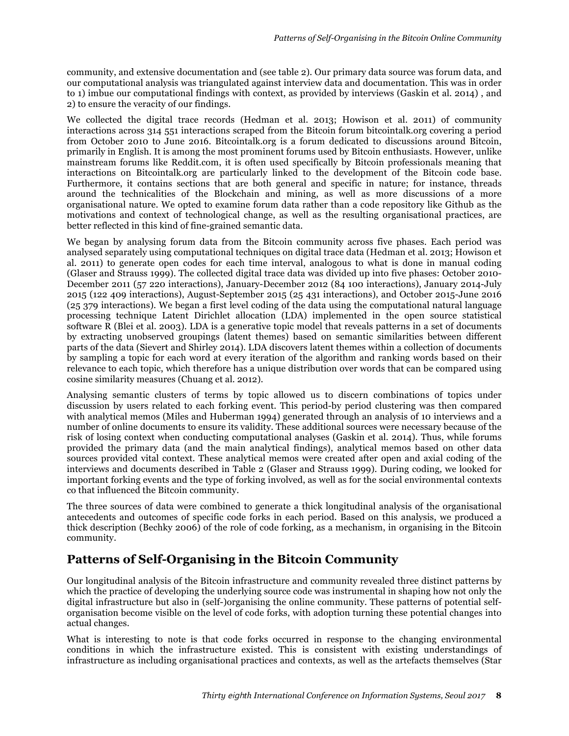community, and extensive documentation and (see table 2). Our primary data source was forum data, and our computational analysis was triangulated against interview data and documentation. This was in order to 1) imbue our computational findings with context, as provided by interviews (Gaskin et al. 2014) , and 2) to ensure the veracity of our findings.

We collected the digital trace records (Hedman et al. 2013; Howison et al. 2011) of community interactions across 314 551 interactions scraped from the Bitcoin forum bitcointalk.org covering a period from October 2010 to June 2016. Bitcointalk.org is a forum dedicated to discussions around Bitcoin, primarily in English. It is among the most prominent forums used by Bitcoin enthusiasts. However, unlike mainstream forums like Reddit.com, it is often used specifically by Bitcoin professionals meaning that interactions on Bitcointalk.org are particularly linked to the development of the Bitcoin code base. Furthermore, it contains sections that are both general and specific in nature; for instance, threads around the technicalities of the Blockchain and mining, as well as more discussions of a more organisational nature. We opted to examine forum data rather than a code repository like Github as the motivations and context of technological change, as well as the resulting organisational practices, are better reflected in this kind of fine-grained semantic data.

We began by analysing forum data from the Bitcoin community across five phases. Each period was analysed separately using computational techniques on digital trace data (Hedman et al. 2013; Howison et al. 2011) to generate open codes for each time interval, analogous to what is done in manual coding (Glaser and Strauss 1999). The collected digital trace data was divided up into five phases: October 2010-December 2011 (57 220 interactions), January-December 2012 (84 100 interactions), January 2014-July 2015 (122 409 interactions), August-September 2015 (25 431 interactions), and October 2015-June 2016 (25 379 interactions). We began a first level coding of the data using the computational natural language processing technique Latent Dirichlet allocation (LDA) implemented in the open source statistical software R (Blei et al. 2003). LDA is a generative topic model that reveals patterns in a set of documents by extracting unobserved groupings (latent themes) based on semantic similarities between different parts of the data (Sievert and Shirley 2014). LDA discovers latent themes within a collection of documents by sampling a topic for each word at every iteration of the algorithm and ranking words based on their relevance to each topic, which therefore has a unique distribution over words that can be compared using cosine similarity measures (Chuang et al. 2012).

Analysing semantic clusters of terms by topic allowed us to discern combinations of topics under discussion by users related to each forking event. This period-by period clustering was then compared with analytical memos (Miles and Huberman 1994) generated through an analysis of 10 interviews and a number of online documents to ensure its validity. These additional sources were necessary because of the risk of losing context when conducting computational analyses (Gaskin et al. 2014). Thus, while forums provided the primary data (and the main analytical findings), analytical memos based on other data sources provided vital context. These analytical memos were created after open and axial coding of the interviews and documents described in Table 2 (Glaser and Strauss 1999). During coding, we looked for important forking events and the type of forking involved, as well as for the social environmental contexts co that influenced the Bitcoin community.

The three sources of data were combined to generate a thick longitudinal analysis of the organisational antecedents and outcomes of specific code forks in each period. Based on this analysis, we produced a thick description (Bechky 2006) of the role of code forking, as a mechanism, in organising in the Bitcoin community.

## Patterns of Self-Organising in the Bitcoin Community

Our longitudinal analysis of the Bitcoin infrastructure and community revealed three distinct patterns by which the practice of developing the underlying source code was instrumental in shaping how not only the digital infrastructure but also in (self-)organising the online community. These patterns of potential self-organisation become visible on the level of code forks, with adoption turning these potential changes into actual changes.

What is interesting to note is that code forks occurred in response to the changing environmental conditions in which the infrastructure existed. This is consistent with existing understandings of infrastructure as including organisational practices and contexts, as well as the artefacts themselves (Star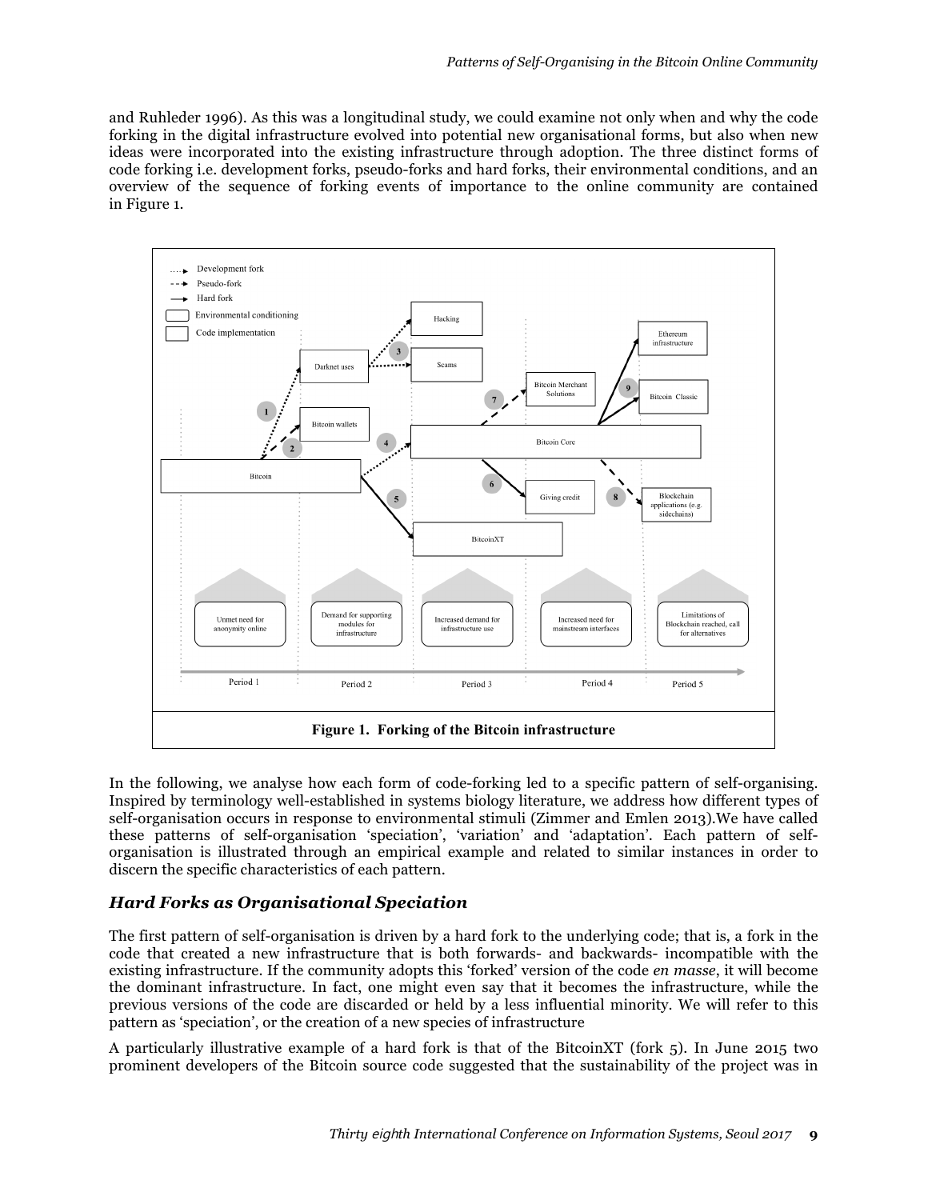and Ruhleder 1996). As this was a longitudinal study, we could examine not only when and why the code forking in the digital infrastructure evolved into potential new organisational forms, but also when new ideas were incorporated into the existing infrastructure through adoption. The three distinct forms of code forking i.e. development forks, pseudo-forks and hard forks, their environmental conditions, and an overview of the sequence of forking events of importance to the online community are contained in Figure 1.

**Figure 1. Forking of the Bitcoin infrastructure**

In the following, we analyse how each form of code-forking led to a specific pattern of self-organising. Inspired by terminology well-established in systems biology literature, we address how different types of self-organisation occurs in response to environmental stimuli (Zimmer and Emlen 2013).We have called these patterns of self-organisation 'speciation', 'variation' and 'adaptation'. Each pattern of self-organisation is illustrated through an empirical example and related to similar instances in order to discern the specific characteristics of each pattern.

## *Hard Forks as Organisational Speciation*

The first pattern of self-organisation is driven by a hard fork to the underlying code; that is, a fork in the code that created a new infrastructure that is both forwards- and backwards- incompatible with the existing infrastructure. If the community adopts this 'forked' version of the code *en masse*, it will become the dominant infrastructure. In fact, one might even say that it becomes the infrastructure, while the previous versions of the code are discarded or held by a less influential minority. We will refer to this pattern as 'speciation', or the creation of a new species of infrastructure

A particularly illustrative example of a hard fork is that of the BitcoinXT (fork 5). In June 2015 two prominent developers of the Bitcoin source code suggested that the sustainability of the project was in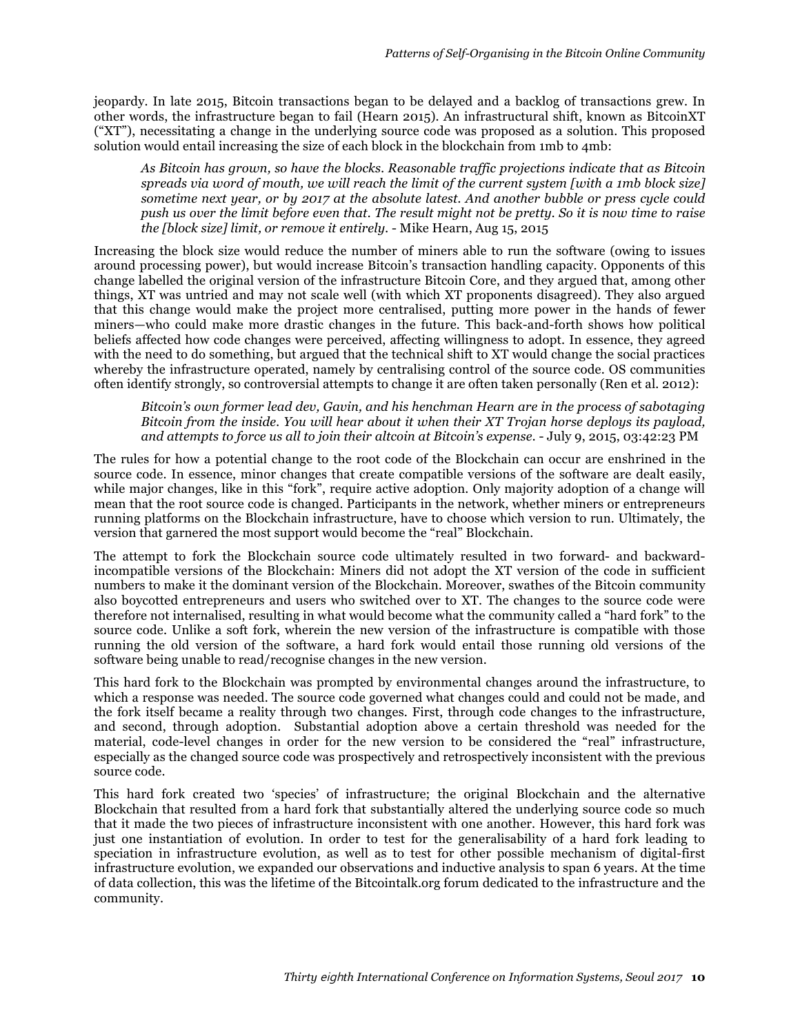jeopardy. In late 2015, Bitcoin transactions began to be delayed and a backlog of transactions grew. In other words, the infrastructure began to fail (Hearn 2015). An infrastructural shift, known as BitcoinXT ("XT"), necessitating a change in the underlying source code was proposed as a solution. This proposed solution would entail increasing the size of each block in the blockchain from 1mb to 4mb:

> *As Bitcoin has grown, so have the blocks. Reasonable traffic projections indicate that as Bitcoin spreads via word of mouth, we will reach the limit of the current system [with a 1mb block size] sometime next year, or by 2017 at the absolute latest. And another bubble or press cycle could push us over the limit before even that. The result might not be pretty. So it is now time to raise the [block size] limit, or remove it entirely.* - Mike Hearn, Aug 15, 2015

Increasing the block size would reduce the number of miners able to run the software (owing to issues around processing power), but would increase Bitcoin's transaction handling capacity. Opponents of this change labelled the original version of the infrastructure Bitcoin Core, and they argued that, among other things, XT was untried and may not scale well (with which XT proponents disagreed). They also argued that this change would make the project more centralised, putting more power in the hands of fewer miners—who could make more drastic changes in the future. This back-and-forth shows how political beliefs affected how code changes were perceived, affecting willingness to adopt. In essence, they agreed with the need to do something, but argued that the technical shift to XT would change the social practices whereby the infrastructure operated, namely by centralising control of the source code. OS communities often identify strongly, so controversial attempts to change it are often taken personally (Ren et al. 2012):

> *Bitcoin's own former lead dev, Gavin, and his henchman Hearn are in the process of sabotaging Bitcoin from the inside. You will hear about it when their XT Trojan horse deploys its payload, and attempts to force us all to join their altcoin at Bitcoin's expense.* - July 9, 2015, 03:42:23 PM

The rules for how a potential change to the root code of the Blockchain can occur are enshrined in the source code. In essence, minor changes that create compatible versions of the software are dealt easily, while major changes, like in this "fork", require active adoption. Only majority adoption of a change will mean that the root source code is changed. Participants in the network, whether miners or entrepreneurs running platforms on the Blockchain infrastructure, have to choose which version to run. Ultimately, the version that garnered the most support would become the "real" Blockchain.

The attempt to fork the Blockchain source code ultimately resulted in two forward- and backward-incompatible versions of the Blockchain: Miners did not adopt the XT version of the code in sufficient numbers to make it the dominant version of the Blockchain. Moreover, swathes of the Bitcoin community also boycotted entrepreneurs and users who switched over to XT. The changes to the source code were therefore not internalised, resulting in what would become what the community called a "hard fork" to the source code. Unlike a soft fork, wherein the new version of the infrastructure is compatible with those running the old version of the software, a hard fork would entail those running old versions of the software being unable to read/recognise changes in the new version.

This hard fork to the Blockchain was prompted by environmental changes around the infrastructure, to which a response was needed. The source code governed what changes could and could not be made, and the fork itself became a reality through two changes. First, through code changes to the infrastructure, and second, through adoption. Substantial adoption above a certain threshold was needed for the material, code-level changes in order for the new version to be considered the "real" infrastructure, especially as the changed source code was prospectively and retrospectively inconsistent with the previous source code.

This hard fork created two 'species' of infrastructure; the original Blockchain and the alternative Blockchain that resulted from a hard fork that substantially altered the underlying source code so much that it made the two pieces of infrastructure inconsistent with one another. However, this hard fork was just one instantiation of evolution. In order to test for the generalisability of a hard fork leading to speciation in infrastructure evolution, as well as to test for other possible mechanism of digital-first infrastructure evolution, we expanded our observations and inductive analysis to span 6 years. At the time of data collection, this was the lifetime of the Bitcointalk.org forum dedicated to the infrastructure and the community.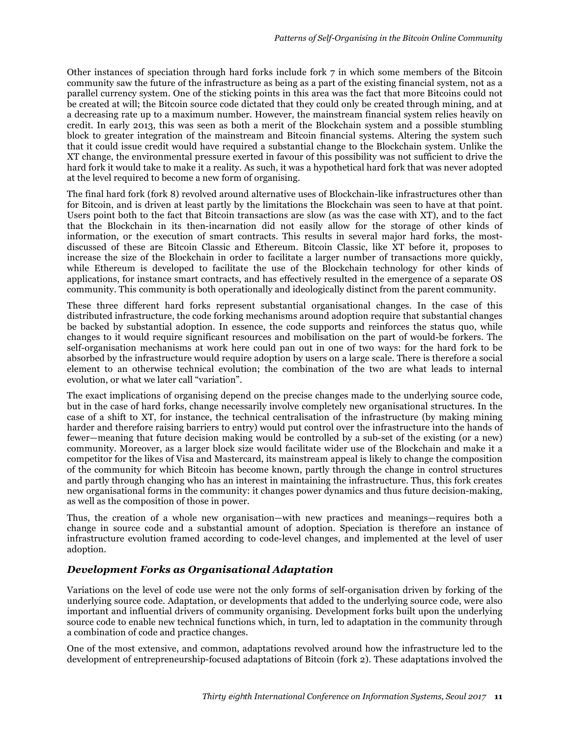Other instances of speciation through hard forks include fork 7 in which some members of the Bitcoin community saw the future of the infrastructure as being as a part of the existing financial system, not as a parallel currency system. One of the sticking points in this area was the fact that more Bitcoins could not be created at will; the Bitcoin source code dictated that they could only be created through mining, and at a decreasing rate up to a maximum number. However, the mainstream financial system relies heavily on credit. In early 2013, this was seen as both a merit of the Blockchain system and a possible stumbling block to greater integration of the mainstream and Bitcoin financial systems. Altering the system such that it could issue credit would have required a substantial change to the Blockchain system. Unlike the XT change, the environmental pressure exerted in favour of this possibility was not sufficient to drive the hard fork it would take to make it a reality. As such, it was a hypothetical hard fork that was never adopted at the level required to become a new form of organising.

The final hard fork (fork 8) revolved around alternative uses of Blockchain-like infrastructures other than for Bitcoin, and is driven at least partly by the limitations the Blockchain was seen to have at that point. Users point both to the fact that Bitcoin transactions are slow (as was the case with XT), and to the fact that the Blockchain in its then-incarnation did not easily allow for the storage of other kinds of information, or the execution of smart contracts. This results in several major hard forks, the most-discussed of these are Bitcoin Classic and Ethereum. Bitcoin Classic, like XT before it, proposes to increase the size of the Blockchain in order to facilitate a larger number of transactions more quickly, while Ethereum is developed to facilitate the use of the Blockchain technology for other kinds of applications, for instance smart contracts, and has effectively resulted in the emergence of a separate OS community. This community is both operationally and ideologically distinct from the parent community.

These three different hard forks represent substantial organisational changes. In the case of this distributed infrastructure, the code forking mechanisms around adoption require that substantial changes be backed by substantial adoption. In essence, the code supports and reinforces the status quo, while changes to it would require significant resources and mobilisation on the part of would-be forkers. The self-organisation mechanisms at work here could pan out in one of two ways: for the hard fork to be absorbed by the infrastructure would require adoption by users on a large scale. There is therefore a social element to an otherwise technical evolution; the combination of the two are what leads to internal evolution, or what we later call "variation".

The exact implications of organising depend on the precise changes made to the underlying source code, but in the case of hard forks, change necessarily involve completely new organisational structures. In the case of a shift to XT, for instance, the technical centralisation of the infrastructure (by making mining harder and therefore raising barriers to entry) would put control over the infrastructure into the hands of fewer—meaning that future decision making would be controlled by a sub-set of the existing (or a new) community. Moreover, as a larger block size would facilitate wider use of the Blockchain and make it a competitor for the likes of Visa and Mastercard, its mainstream appeal is likely to change the composition of the community for which Bitcoin has become known, partly through the change in control structures and partly through changing who has an interest in maintaining the infrastructure. Thus, this fork creates new organisational forms in the community: it changes power dynamics and thus future decision-making, as well as the composition of those in power.

Thus, the creation of a whole new organisation—with new practices and meanings—requires both a change in source code and a substantial amount of adoption. Speciation is therefore an instance of infrastructure evolution framed according to code-level changes, and implemented at the level of user adoption.

### *Development Forks as Organisational Adaptation*

Variations on the level of code use were not the only forms of self-organisation driven by forking of the underlying source code. Adaptation, or developments that added to the underlying source code, were also important and influential drivers of community organising. Development forks built upon the underlying source code to enable new technical functions which, in turn, led to adaptation in the community through a combination of code and practice changes.

One of the most extensive, and common, adaptations revolved around how the infrastructure led to the development of entrepreneurship-focused adaptations of Bitcoin (fork 2). These adaptations involved the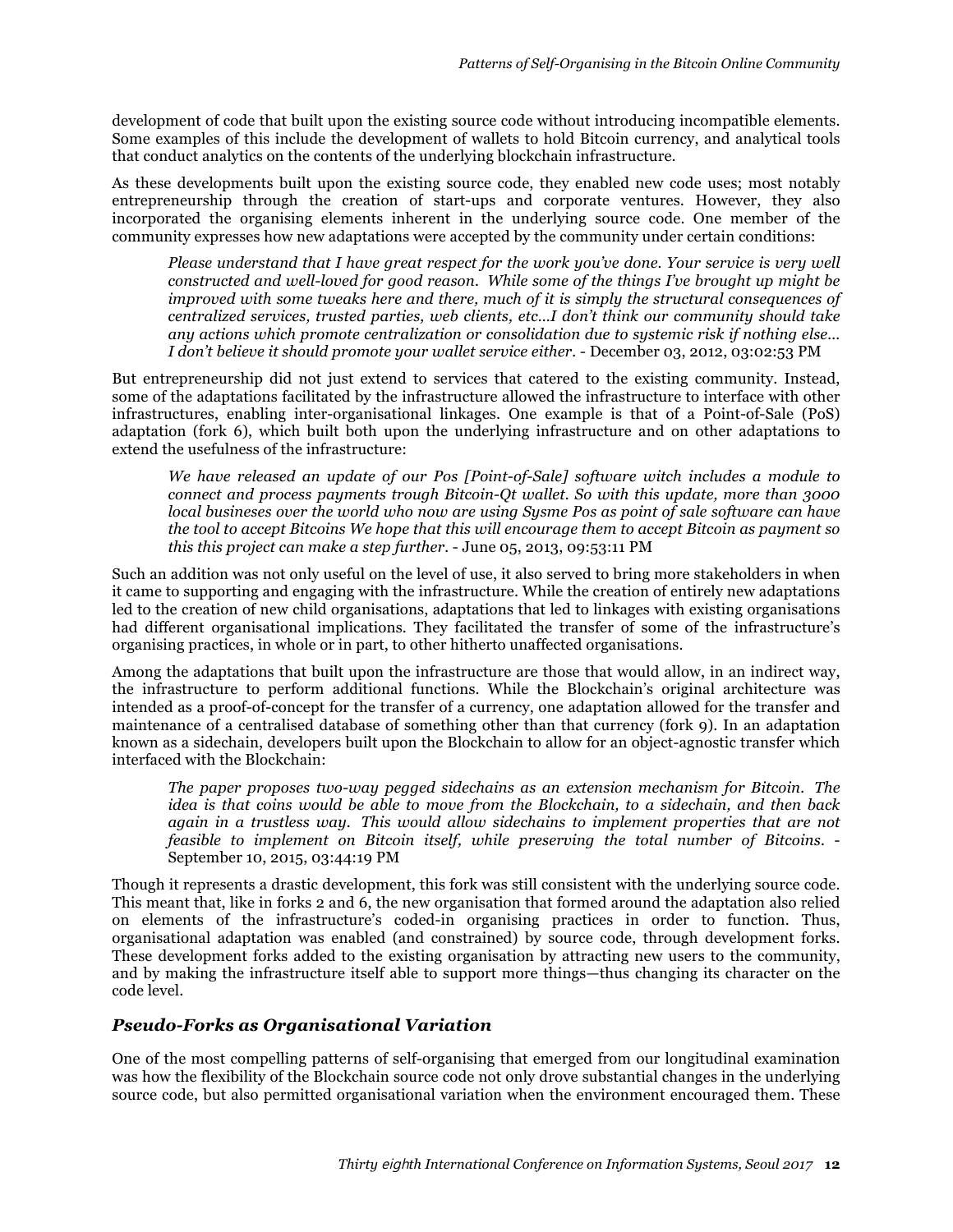development of code that built upon the existing source code without introducing incompatible elements. Some examples of this include the development of wallets to hold Bitcoin currency, and analytical tools that conduct analytics on the contents of the underlying blockchain infrastructure.

As these developments built upon the existing source code, they enabled new code uses; most notably entrepreneurship through the creation of start-ups and corporate ventures. However, they also incorporated the organising elements inherent in the underlying source code. One member of the community expresses how new adaptations were accepted by the community under certain conditions:

> *Please understand that I have great respect for the work you've done. Your service is very well constructed and well-loved for good reason. While some of the things I've brought up might be improved with some tweaks here and there, much of it is simply the structural consequences of centralized services, trusted parties, web clients, etc…I don't think our community should take any actions which promote centralization or consolidation due to systemic risk if nothing else… I don't believe it should promote your wallet service either.* - December 03, 2012, 03:02:53 PM

But entrepreneurship did not just extend to services that catered to the existing community. Instead, some of the adaptations facilitated by the infrastructure allowed the infrastructure to interface with other infrastructures, enabling inter-organisational linkages. One example is that of a Point-of-Sale (PoS) adaptation (fork 6), which built both upon the underlying infrastructure and on other adaptations to extend the usefulness of the infrastructure:

> *We have released an update of our Pos [Point-of-Sale] software witch includes a module to connect and process payments trough Bitcoin-Qt wallet. So with this update, more than 3000 local busineses over the world who now are using Sysme Pos as point of sale software can have the tool to accept Bitcoins We hope that this will encourage them to accept Bitcoin as payment so this this project can make a step further.* - June 05, 2013, 09:53:11 PM

Such an addition was not only useful on the level of use, it also served to bring more stakeholders in when it came to supporting and engaging with the infrastructure. While the creation of entirely new adaptations led to the creation of new child organisations, adaptations that led to linkages with existing organisations had different organisational implications. They facilitated the transfer of some of the infrastructure's organising practices, in whole or in part, to other hitherto unaffected organisations.

Among the adaptations that built upon the infrastructure are those that would allow, in an indirect way, the infrastructure to perform additional functions. While the Blockchain's original architecture was intended as a proof-of-concept for the transfer of a currency, one adaptation allowed for the transfer and maintenance of a centralised database of something other than that currency (fork 9). In an adaptation known as a sidechain, developers built upon the Blockchain to allow for an object-agnostic transfer which interfaced with the Blockchain:

> *The paper proposes two-way pegged sidechains as an extension mechanism for Bitcoin. The idea is that coins would be able to move from the Blockchain, to a sidechain, and then back again in a trustless way. This would allow sidechains to implement properties that are not feasible to implement on Bitcoin itself, while preserving the total number of Bitcoins.* - September 10, 2015, 03:44:19 PM

Though it represents a drastic development, this fork was still consistent with the underlying source code. This meant that, like in forks 2 and 6, the new organisation that formed around the adaptation also relied on elements of the infrastructure's coded-in organising practices in order to function. Thus, organisational adaptation was enabled (and constrained) by source code, through development forks. These development forks added to the existing organisation by attracting new users to the community, and by making the infrastructure itself able to support more things—thus changing its character on the code level.

### *Pseudo-Forks as Organisational Variation*

One of the most compelling patterns of self-organising that emerged from our longitudinal examination was how the flexibility of the Blockchain source code not only drove substantial changes in the underlying source code, but also permitted organisational variation when the environment encouraged them. These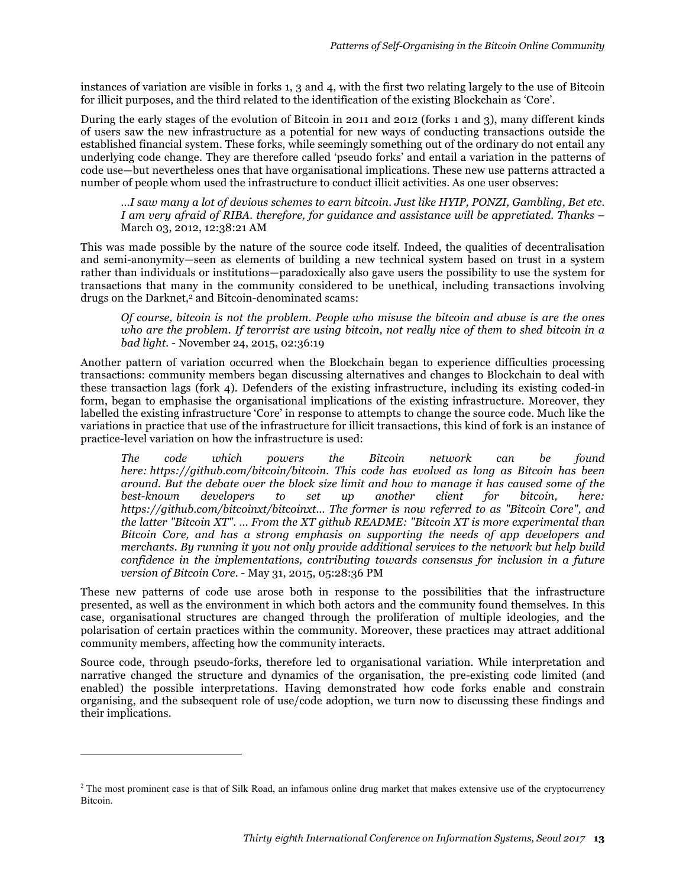instances of variation are visible in forks 1, 3 and 4, with the first two relating largely to the use of Bitcoin for illicit purposes, and the third related to the identification of the existing Blockchain as 'Core'.

During the early stages of the evolution of Bitcoin in 2011 and 2012 (forks 1 and 3), many different kinds of users saw the new infrastructure as a potential for new ways of conducting transactions outside the established financial system. These forks, while seemingly something out of the ordinary do not entail any underlying code change. They are therefore called 'pseudo forks' and entail a variation in the patterns of code use—but nevertheless ones that have organisational implications. These new use patterns attracted a number of people whom used the infrastructure to conduct illicit activities. As one user observes:

> *...I saw many a lot of devious schemes to earn bitcoin. Just like HYIP, PONZI, Gambling, Bet etc. I am very afraid of RIBA. therefore, for guidance and assistance will be appretiated. Thanks* – March 03, 2012, 12:38:21 AM

This was made possible by the nature of the source code itself. Indeed, the qualities of decentralisation and semi-anonymity—seen as elements of building a new technical system based on trust in a system rather than individuals or institutions—paradoxically also gave users the possibility to use the system for transactions that many in the community considered to be unethical, including transactions involving drugs on the Darknet,[2] and Bitcoin-denominated scams:

> *Of course, bitcoin is not the problem. People who misuse the bitcoin and abuse is are the ones who are the problem. If terorrist are using bitcoin, not really nice of them to shed bitcoin in a bad light.* - November 24, 2015, 02:36:19

Another pattern of variation occurred when the Blockchain began to experience difficulties processing transactions: community members began discussing alternatives and changes to Blockchain to deal with these transaction lags (fork 4). Defenders of the existing infrastructure, including its existing coded-in form, began to emphasise the organisational implications of the existing infrastructure. Moreover, they labelled the existing infrastructure 'Core' in response to attempts to change the source code. Much like the variations in practice that use of the infrastructure for illicit transactions, this kind of fork is an instance of practice-level variation on how the infrastructure is used:

> *The code which powers the Bitcoin network can be found here: https://github.com/bitcoin/bitcoin. This code has evolved as long as Bitcoin has been around. But the debate over the block size limit and how to manage it has caused some of the best-known developers to set up another client for bitcoin, here: https://github.com/bitcoinxt/bitcoinxt... The former is now referred to as "Bitcoin Core", and the latter "Bitcoin XT". ... From the XT github README: "Bitcoin XT is more experimental than Bitcoin Core, and has a strong emphasis on supporting the needs of app developers and merchants. By running it you not only provide additional services to the network but help build confidence in the implementations, contributing towards consensus for inclusion in a future version of Bitcoin Core.* - May 31, 2015, 05:28:36 PM

These new patterns of code use arose both in response to the possibilities that the infrastructure presented, as well as the environment in which both actors and the community found themselves. In this case, organisational structures are changed through the proliferation of multiple ideologies, and the polarisation of certain practices within the community. Moreover, these practices may attract additional community members, affecting how the community interacts.

Source code, through pseudo-forks, therefore led to organisational variation. While interpretation and narrative changed the structure and dynamics of the organisation, the pre-existing code limited (and enabled) the possible interpretations. Having demonstrated how code forks enable and constrain organising, and the subsequent role of use/code adoption, we turn now to discussing these findings and their implications.

---

[2] The most prominent case is that of Silk Road, an infamous online drug market that makes extensive use of the cryptocurrency Bitcoin.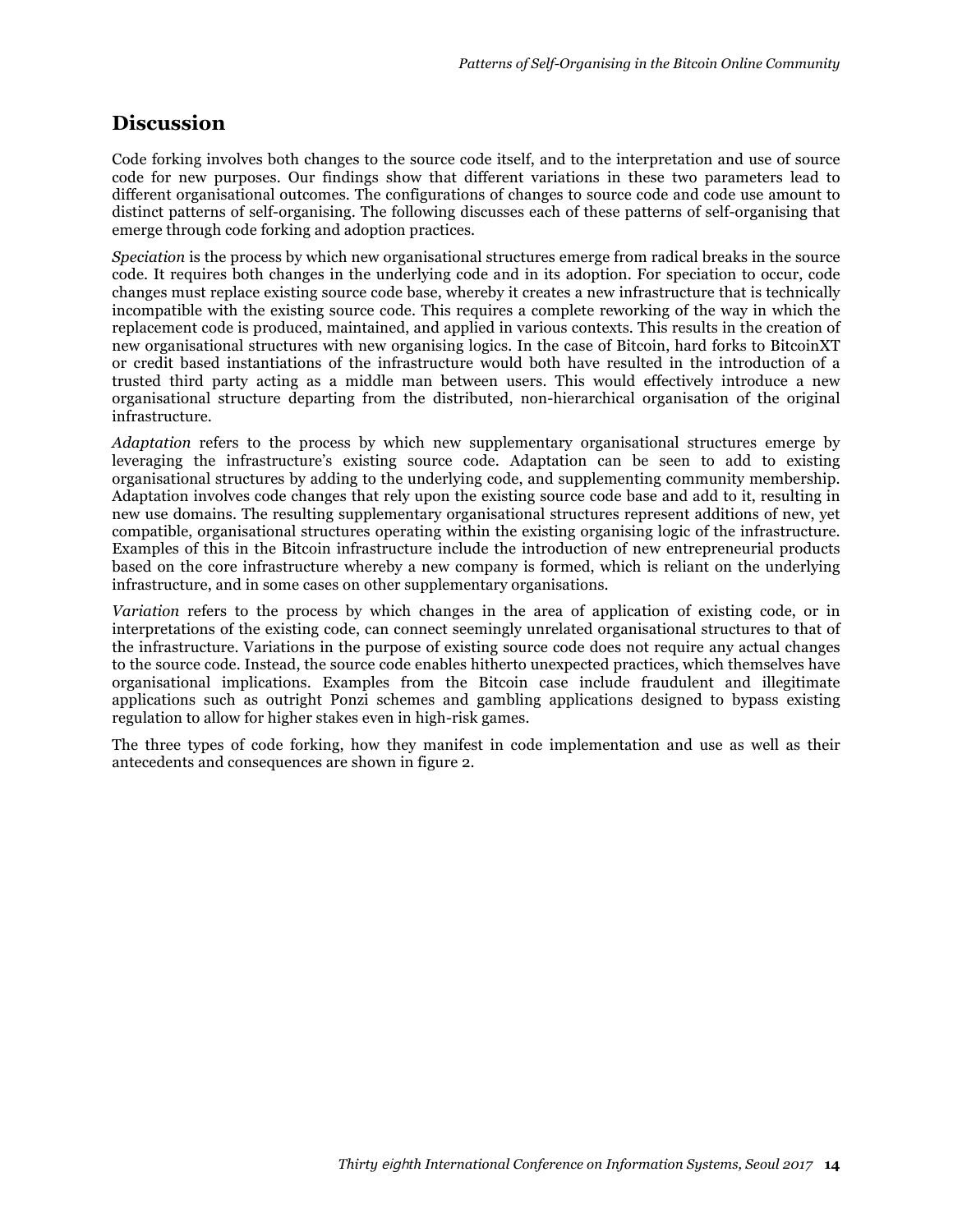## Discussion

Code forking involves both changes to the source code itself, and to the interpretation and use of source code for new purposes. Our findings show that different variations in these two parameters lead to different organisational outcomes. The configurations of changes to source code and code use amount to distinct patterns of self-organising. The following discusses each of these patterns of self-organising that emerge through code forking and adoption practices.

*Speciation* is the process by which new organisational structures emerge from radical breaks in the source code. It requires both changes in the underlying code and in its adoption. For speciation to occur, code changes must replace existing source code base, whereby it creates a new infrastructure that is technically incompatible with the existing source code. This requires a complete reworking of the way in which the replacement code is produced, maintained, and applied in various contexts. This results in the creation of new organisational structures with new organising logics. In the case of Bitcoin, hard forks to BitcoinXT or credit based instantiations of the infrastructure would both have resulted in the introduction of a trusted third party acting as a middle man between users. This would effectively introduce a new organisational structure departing from the distributed, non-hierarchical organisation of the original infrastructure.

*Adaptation* refers to the process by which new supplementary organisational structures emerge by leveraging the infrastructure's existing source code. Adaptation can be seen to add to existing organisational structures by adding to the underlying code, and supplementing community membership. Adaptation involves code changes that rely upon the existing source code base and add to it, resulting in new use domains. The resulting supplementary organisational structures represent additions of new, yet compatible, organisational structures operating within the existing organising logic of the infrastructure. Examples of this in the Bitcoin infrastructure include the introduction of new entrepreneurial products based on the core infrastructure whereby a new company is formed, which is reliant on the underlying infrastructure, and in some cases on other supplementary organisations.

*Variation* refers to the process by which changes in the area of application of existing code, or in interpretations of the existing code, can connect seemingly unrelated organisational structures to that of the infrastructure. Variations in the purpose of existing source code does not require any actual changes to the source code. Instead, the source code enables hitherto unexpected practices, which themselves have organisational implications. Examples from the Bitcoin case include fraudulent and illegitimate applications such as outright Ponzi schemes and gambling applications designed to bypass existing regulation to allow for higher stakes even in high-risk games.

The three types of code forking, how they manifest in code implementation and use as well as their antecedents and consequences are shown in figure 2.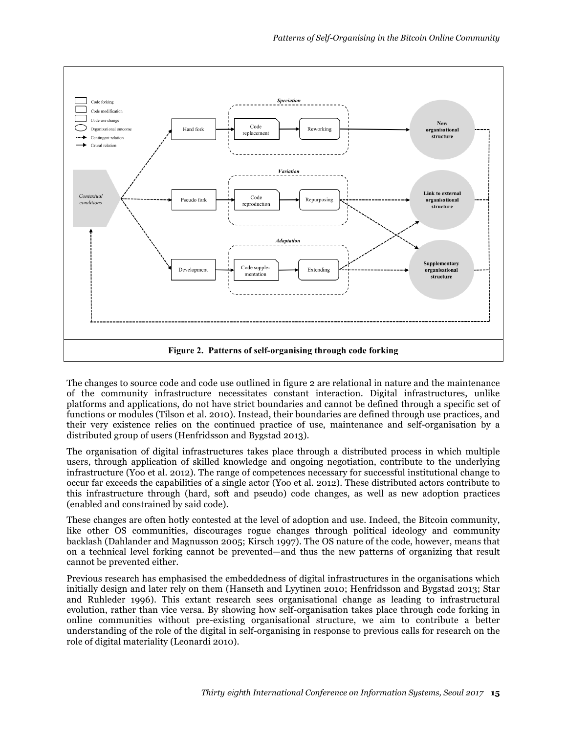**Figure 2. Patterns of self-organising through code forking**

The changes to source code and code use outlined in figure 2 are relational in nature and the maintenance of the community infrastructure necessitates constant interaction. Digital infrastructures, unlike platforms and applications, do not have strict boundaries and cannot be defined through a specific set of functions or modules (Tilson et al. 2010). Instead, their boundaries are defined through use practices, and their very existence relies on the continued practice of use, maintenance and self-organisation by a distributed group of users (Henfridsson and Bygstad 2013).

The organisation of digital infrastructures takes place through a distributed process in which multiple users, through application of skilled knowledge and ongoing negotiation, contribute to the underlying infrastructure (Yoo et al. 2012). The range of competences necessary for successful institutional change to occur far exceeds the capabilities of a single actor (Yoo et al. 2012). These distributed actors contribute to this infrastructure through (hard, soft and pseudo) code changes, as well as new adoption practices (enabled and constrained by said code).

These changes are often hotly contested at the level of adoption and use. Indeed, the Bitcoin community, like other OS communities, discourages rogue changes through political ideology and community backlash (Dahlander and Magnusson 2005; Kirsch 1997). The OS nature of the code, however, means that on a technical level forking cannot be prevented—and thus the new patterns of organizing that result cannot be prevented either.

Previous research has emphasised the embeddedness of digital infrastructures in the organisations which initially design and later rely on them (Hanseth and Lyytinen 2010; Henfridsson and Bygstad 2013; Star and Ruhleder 1996). This extant research sees organisational change as leading to infrastructural evolution, rather than vice versa. By showing how self-organisation takes place through code forking in online communities without pre-existing organisational structure, we aim to contribute a better understanding of the role of the digital in self-organising in response to previous calls for research on the role of digital materiality (Leonardi 2010).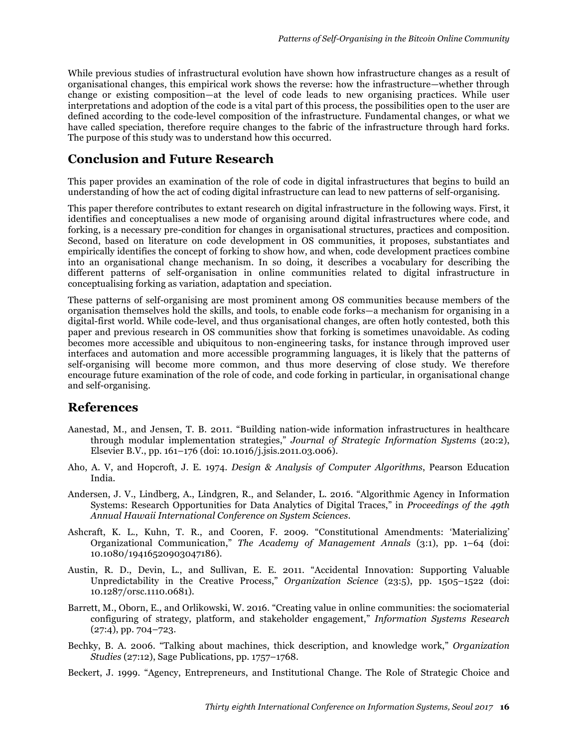While previous studies of infrastructural evolution have shown how infrastructure changes as a result of organisational changes, this empirical work shows the reverse: how the infrastructure—whether through change or existing composition—at the level of code leads to new organising practices. While user interpretations and adoption of the code is a vital part of this process, the possibilities open to the user are defined according to the code-level composition of the infrastructure. Fundamental changes, or what we have called speciation, therefore require changes to the fabric of the infrastructure through hard forks. The purpose of this study was to understand how this occurred.

## Conclusion and Future Research

This paper provides an examination of the role of code in digital infrastructures that begins to build an understanding of how the act of coding digital infrastructure can lead to new patterns of self-organising.

This paper therefore contributes to extant research on digital infrastructure in the following ways. First, it identifies and conceptualises a new mode of organising around digital infrastructures where code, and forking, is a necessary pre-condition for changes in organisational structures, practices and composition. Second, based on literature on code development in OS communities, it proposes, substantiates and empirically identifies the concept of forking to show how, and when, code development practices combine into an organisational change mechanism. In so doing, it describes a vocabulary for describing the different patterns of self-organisation in online communities related to digital infrastructure in conceptualising forking as variation, adaptation and speciation.

These patterns of self-organising are most prominent among OS communities because members of the organisation themselves hold the skills, and tools, to enable code forks—a mechanism for organising in a digital-first world. While code-level, and thus organisational changes, are often hotly contested, both this paper and previous research in OS communities show that forking is sometimes unavoidable. As coding becomes more accessible and ubiquitous to non-engineering tasks, for instance through improved user interfaces and automation and more accessible programming languages, it is likely that the patterns of self-organising will become more common, and thus more deserving of close study. We therefore encourage future examination of the role of code, and code forking in particular, in organisational change and self-organising.

## References

Aanestad, M., and Jensen, T. B. 2011. "Building nation-wide information infrastructures in healthcare through modular implementation strategies," *Journal of Strategic Information Systems* (20:2), Elsevier B.V., pp. 161–176 (doi: 10.1016/j.jsis.2011.03.006).

Aho, A. V, and Hopcroft, J. E. 1974. *Design & Analysis of Computer Algorithms*, Pearson Education India.

Andersen, J. V., Lindberg, A., Lindgren, R., and Selander, L. 2016. "Algorithmic Agency in Information Systems: Research Opportunities for Data Analytics of Digital Traces," in *Proceedings of the 49th Annual Hawaii International Conference on System Sciences*.

Ashcraft, K. L., Kuhn, T. R., and Cooren, F. 2009. "Constitutional Amendments: 'Materializing' Organizational Communication," *The Academy of Management Annals* (3:1), pp. 1–64 (doi: 10.1080/19416520903047186).

Austin, R. D., Devin, L., and Sullivan, E. E. 2011. "Accidental Innovation: Supporting Valuable Unpredictability in the Creative Process," *Organization Science* (23:5), pp. 1505–1522 (doi: 10.1287/orsc.1110.0681).

Barrett, M., Oborn, E., and Orlikowski, W. 2016. "Creating value in online communities: the sociomaterial configuring of strategy, platform, and stakeholder engagement," *Information Systems Research* (27:4), pp. 704–723.

Bechky, B. A. 2006. "Talking about machines, thick description, and knowledge work," *Organization Studies* (27:12), Sage Publications, pp. 1757–1768.

Beckert, J. 1999. "Agency, Entrepreneurs, and Institutional Change. The Role of Strategic Choice and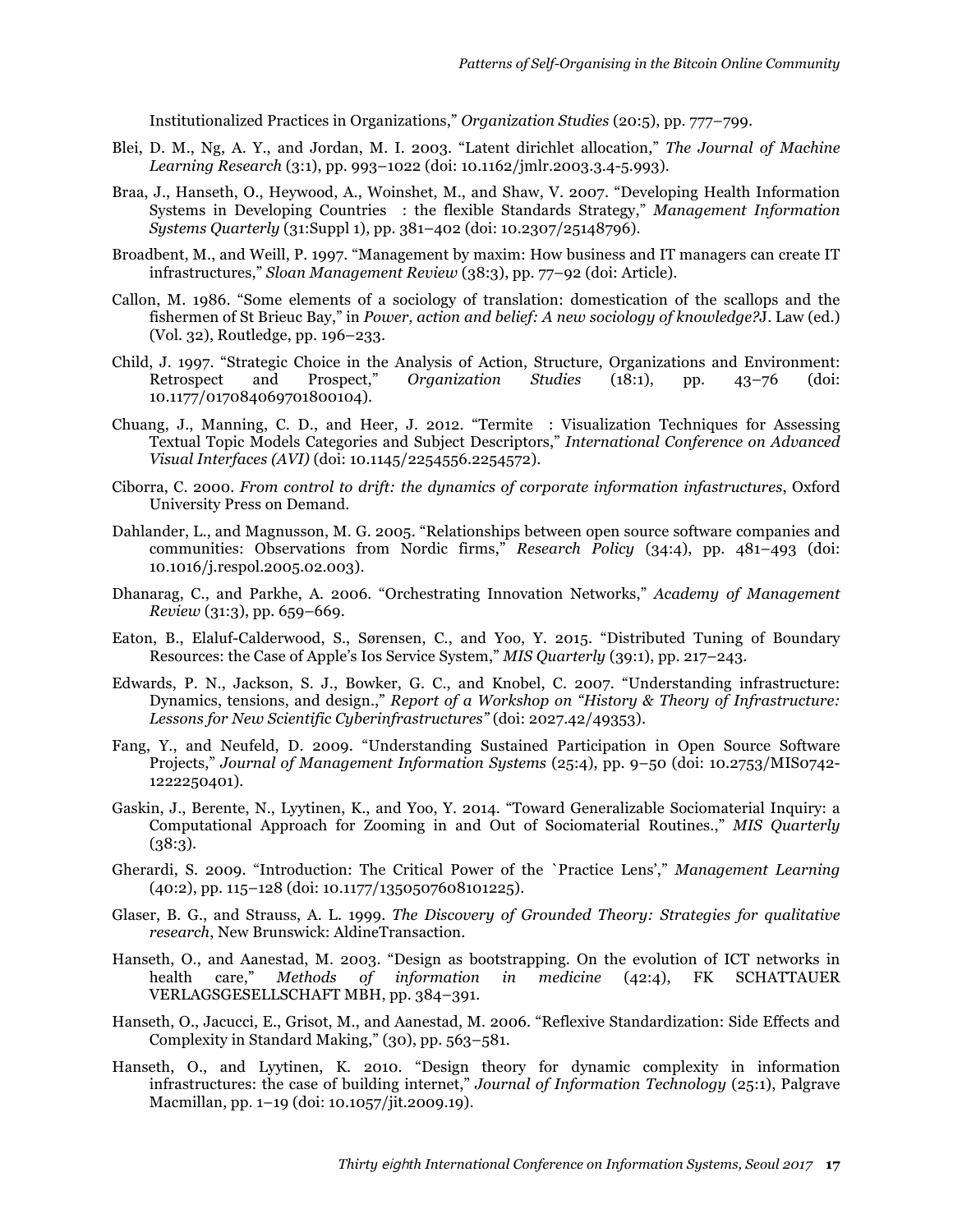Institutionalized Practices in Organizations," *Organization Studies* (20:5), pp. 777–799.

Blei, D. M., Ng, A. Y., and Jordan, M. I. 2003. "Latent dirichlet allocation," *The Journal of Machine Learning Research* (3:1), pp. 993–1022 (doi: 10.1162/jmlr.2003.3.4-5.993).

Braa, J., Hanseth, O., Heywood, A., Woinshet, M., and Shaw, V. 2007. "Developing Health Information Systems in Developing Countries : the flexible Standards Strategy," *Management Information Systems Quarterly* (31:Suppl 1), pp. 381–402 (doi: 10.2307/25148796).

Broadbent, M., and Weill, P. 1997. "Management by maxim: How business and IT managers can create IT infrastructures," *Sloan Management Review* (38:3), pp. 77–92 (doi: Article).

Callon, M. 1986. "Some elements of a sociology of translation: domestication of the scallops and the fishermen of St Brieuc Bay," in *Power, action and belief: A new sociology of knowledge?*J. Law (ed.) (Vol. 32), Routledge, pp. 196–233.

Child, J. 1997. "Strategic Choice in the Analysis of Action, Structure, Organizations and Environment: Retrospect and Prospect," *Organization Studies* (18:1), pp. 43–76 (doi: 10.1177/017084069701800104).

Chuang, J., Manning, C. D., and Heer, J. 2012. "Termite : Visualization Techniques for Assessing Textual Topic Models Categories and Subject Descriptors," *International Conference on Advanced Visual Interfaces (AVI)* (doi: 10.1145/2254556.2254572).

Ciborra, C. 2000. *From control to drift: the dynamics of corporate information infastructures*, Oxford University Press on Demand.

Dahlander, L., and Magnusson, M. G. 2005. "Relationships between open source software companies and communities: Observations from Nordic firms," *Research Policy* (34:4), pp. 481–493 (doi: 10.1016/j.respol.2005.02.003).

Dhanarag, C., and Parkhe, A. 2006. "Orchestrating Innovation Networks," *Academy of Management Review* (31:3), pp. 659–669.

Eaton, B., Elaluf-Calderwood, S., Sørensen, C., and Yoo, Y. 2015. "Distributed Tuning of Boundary Resources: the Case of Apple's Ios Service System," *MIS Quarterly* (39:1), pp. 217–243.

Edwards, P. N., Jackson, S. J., Bowker, G. C., and Knobel, C. 2007. "Understanding infrastructure: Dynamics, tensions, and design.," *Report of a Workshop on "History & Theory of Infrastructure: Lessons for New Scientific Cyberinfrastructures"* (doi: 2027.42/49353).

Fang, Y., and Neufeld, D. 2009. "Understanding Sustained Participation in Open Source Software Projects," *Journal of Management Information Systems* (25:4), pp. 9–50 (doi: 10.2753/MIS0742-1222250401).

Gaskin, J., Berente, N., Lyytinen, K., and Yoo, Y. 2014. "Toward Generalizable Sociomaterial Inquiry: a Computational Approach for Zooming in and Out of Sociomaterial Routines.," *MIS Quarterly* (38:3).

Gherardi, S. 2009. "Introduction: The Critical Power of the `Practice Lens'," *Management Learning* (40:2), pp. 115–128 (doi: 10.1177/1350507608101225).

Glaser, B. G., and Strauss, A. L. 1999. *The Discovery of Grounded Theory: Strategies for qualitative research*, New Brunswick: AldineTransaction.

Hanseth, O., and Aanestad, M. 2003. "Design as bootstrapping. On the evolution of ICT networks in health care," *Methods of information in medicine* (42:4), FK SCHATTAUER VERLAGSGESELLSCHAFT MBH, pp. 384–391.

Hanseth, O., Jacucci, E., Grisot, M., and Aanestad, M. 2006. "Reflexive Standardization: Side Effects and Complexity in Standard Making," (30), pp. 563–581.

Hanseth, O., and Lyytinen, K. 2010. "Design theory for dynamic complexity in information infrastructures: the case of building internet," *Journal of Information Technology* (25:1), Palgrave Macmillan, pp. 1–19 (doi: 10.1057/jit.2009.19).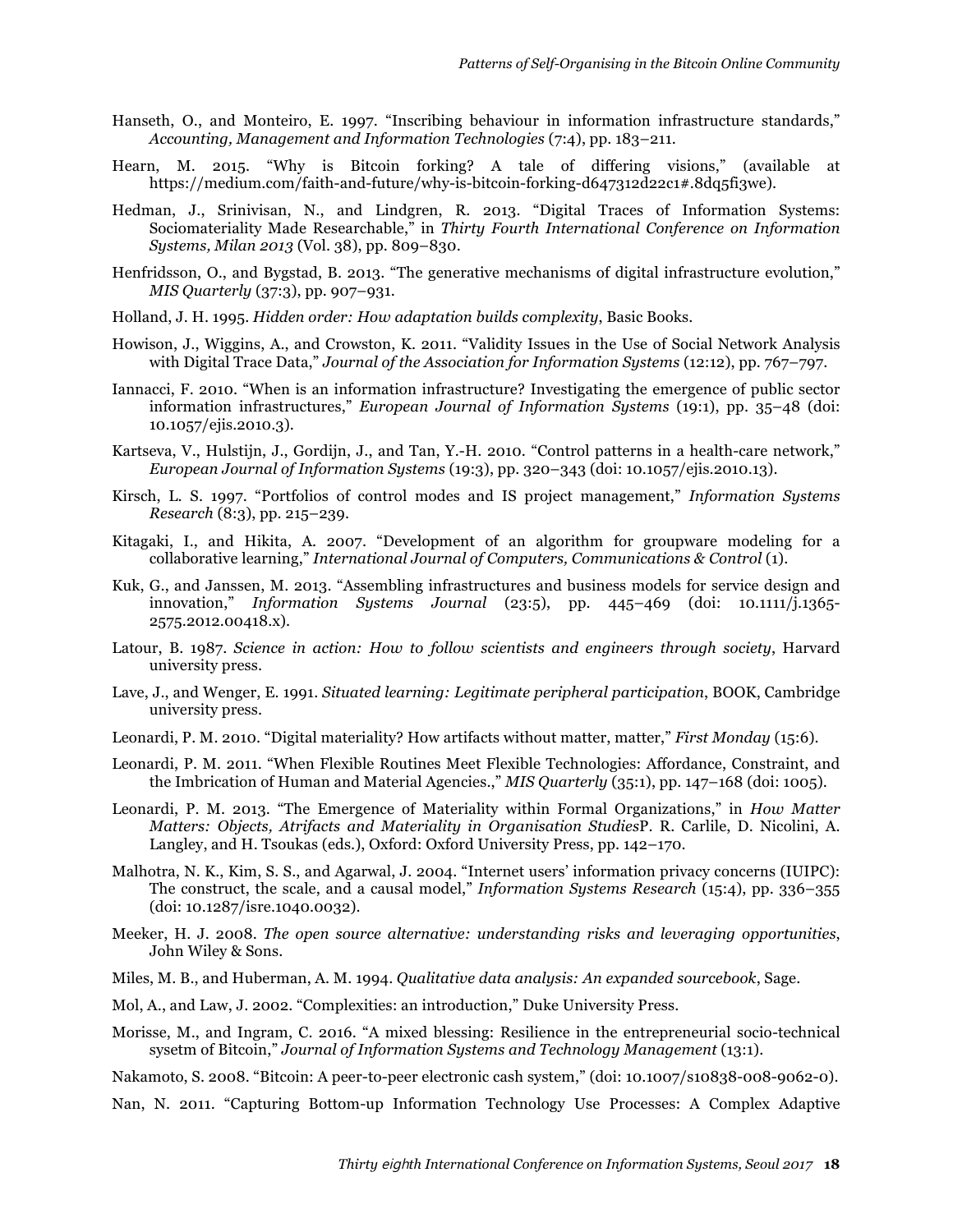Hanseth, O., and Monteiro, E. 1997. "Inscribing behaviour in information infrastructure standards," *Accounting, Management and Information Technologies* (7:4), pp. 183–211.

Hearn, M. 2015. "Why is Bitcoin forking? A tale of differing visions," (available at https://medium.com/faith-and-future/why-is-bitcoin-forking-d647312d22c1#.8dq5fi3we).

Hedman, J., Srinivisan, N., and Lindgren, R. 2013. "Digital Traces of Information Systems: Sociomateriality Made Researchable," in *Thirty Fourth International Conference on Information Systems, Milan 2013* (Vol. 38), pp. 809–830.

Henfridsson, O., and Bygstad, B. 2013. "The generative mechanisms of digital infrastructure evolution," *MIS Quarterly* (37:3), pp. 907–931.

Holland, J. H. 1995. *Hidden order: How adaptation builds complexity*, Basic Books.

Howison, J., Wiggins, A., and Crowston, K. 2011. "Validity Issues in the Use of Social Network Analysis with Digital Trace Data," *Journal of the Association for Information Systems* (12:12), pp. 767–797.

Iannacci, F. 2010. "When is an information infrastructure? Investigating the emergence of public sector information infrastructures," *European Journal of Information Systems* (19:1), pp. 35–48 (doi: 10.1057/ejis.2010.3).

Kartseva, V., Hulstijn, J., Gordijn, J., and Tan, Y.-H. 2010. "Control patterns in a health-care network," *European Journal of Information Systems* (19:3), pp. 320–343 (doi: 10.1057/ejis.2010.13).

Kirsch, L. S. 1997. "Portfolios of control modes and IS project management," *Information Systems Research* (8:3), pp. 215–239.

Kitagaki, I., and Hikita, A. 2007. "Development of an algorithm for groupware modeling for a collaborative learning," *International Journal of Computers, Communications & Control* (1).

Kuk, G., and Janssen, M. 2013. "Assembling infrastructures and business models for service design and innovation," *Information Systems Journal* (23:5), pp. 445–469 (doi: 10.1111/j.1365-2575.2012.00418.x).

Latour, B. 1987. *Science in action: How to follow scientists and engineers through society*, Harvard university press.

Lave, J., and Wenger, E. 1991. *Situated learning: Legitimate peripheral participation*, BOOK, Cambridge university press.

Leonardi, P. M. 2010. "Digital materiality? How artifacts without matter, matter," *First Monday* (15:6).

Leonardi, P. M. 2011. "When Flexible Routines Meet Flexible Technologies: Affordance, Constraint, and the Imbrication of Human and Material Agencies.," *MIS Quarterly* (35:1), pp. 147–168 (doi: 1005).

Leonardi, P. M. 2013. "The Emergence of Materiality within Formal Organizations," in *How Matter Matters: Objects, Atrifacts and Materiality in Organisation Studies*P. R. Carlile, D. Nicolini, A. Langley, and H. Tsoukas (eds.), Oxford: Oxford University Press, pp. 142–170.

Malhotra, N. K., Kim, S. S., and Agarwal, J. 2004. "Internet users' information privacy concerns (IUIPC): The construct, the scale, and a causal model," *Information Systems Research* (15:4), pp. 336–355 (doi: 10.1287/isre.1040.0032).

Meeker, H. J. 2008. *The open source alternative: understanding risks and leveraging opportunities*, John Wiley & Sons.

Miles, M. B., and Huberman, A. M. 1994. *Qualitative data analysis: An expanded sourcebook*, Sage.

Mol, A., and Law, J. 2002. "Complexities: an introduction," Duke University Press.

Morisse, M., and Ingram, C. 2016. "A mixed blessing: Resilience in the entrepreneurial socio-technical sysetm of Bitcoin," *Journal of Information Systems and Technology Management* (13:1).

Nakamoto, S. 2008. "Bitcoin: A peer-to-peer electronic cash system," (doi: 10.1007/s10838-008-9062-0).

Nan, N. 2011. "Capturing Bottom-up Information Technology Use Processes: A Complex Adaptive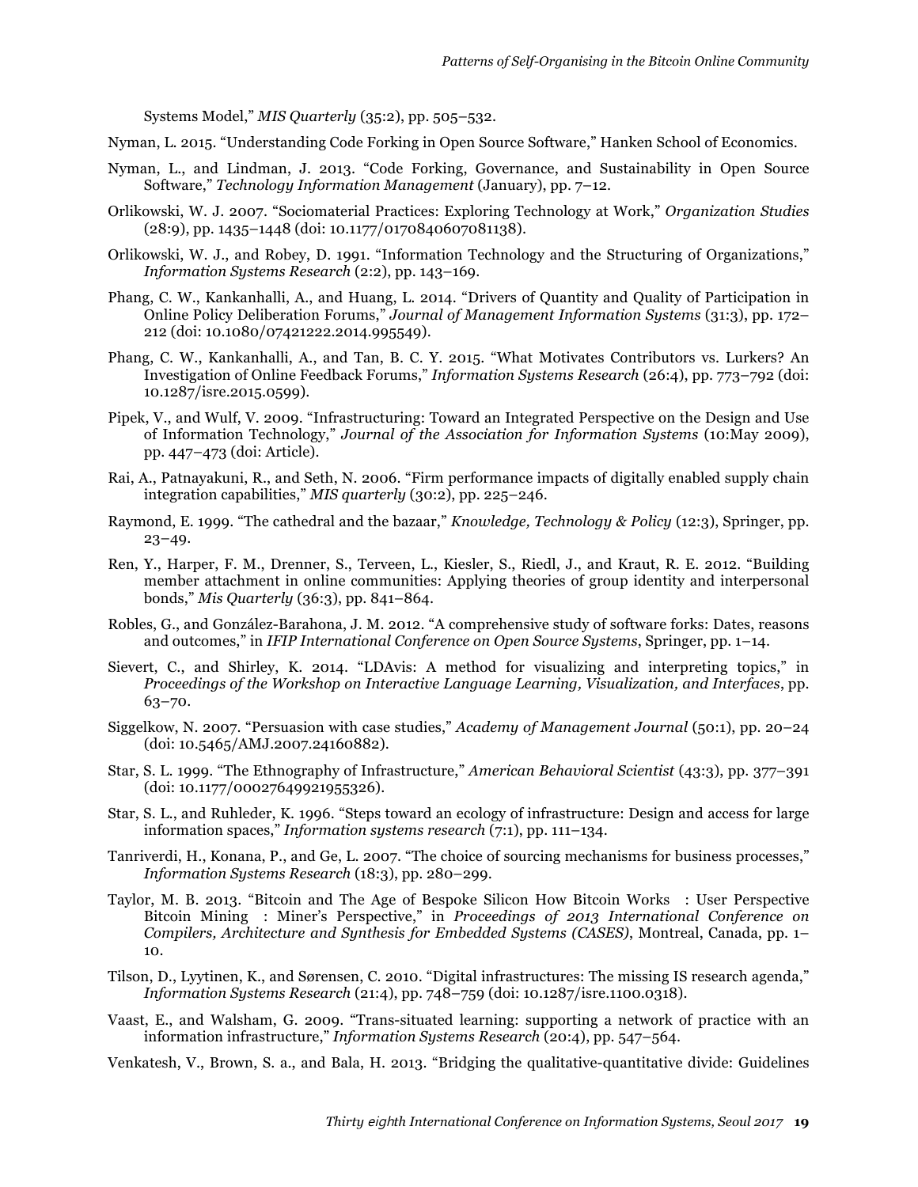Systems Model," *MIS Quarterly* (35:2), pp. 505–532.

Nyman, L. 2015. "Understanding Code Forking in Open Source Software," Hanken School of Economics.

Nyman, L., and Lindman, J. 2013. "Code Forking, Governance, and Sustainability in Open Source Software," *Technology Information Management* (January), pp. 7–12.

Orlikowski, W. J. 2007. "Sociomaterial Practices: Exploring Technology at Work," *Organization Studies* (28:9), pp. 1435–1448 (doi: 10.1177/0170840607081138).

Orlikowski, W. J., and Robey, D. 1991. "Information Technology and the Structuring of Organizations," *Information Systems Research* (2:2), pp. 143–169.

Phang, C. W., Kankanhalli, A., and Huang, L. 2014. "Drivers of Quantity and Quality of Participation in Online Policy Deliberation Forums," *Journal of Management Information Systems* (31:3), pp. 172–212 (doi: 10.1080/07421222.2014.995549).

Phang, C. W., Kankanhalli, A., and Tan, B. C. Y. 2015. "What Motivates Contributors vs. Lurkers? An Investigation of Online Feedback Forums," *Information Systems Research* (26:4), pp. 773–792 (doi: 10.1287/isre.2015.0599).

Pipek, V., and Wulf, V. 2009. "Infrastructuring: Toward an Integrated Perspective on the Design and Use of Information Technology," *Journal of the Association for Information Systems* (10:May 2009), pp. 447–473 (doi: Article).

Rai, A., Patnayakuni, R., and Seth, N. 2006. "Firm performance impacts of digitally enabled supply chain integration capabilities," *MIS quarterly* (30:2), pp. 225–246.

Raymond, E. 1999. "The cathedral and the bazaar," *Knowledge, Technology & Policy* (12:3), Springer, pp. 23–49.

Ren, Y., Harper, F. M., Drenner, S., Terveen, L., Kiesler, S., Riedl, J., and Kraut, R. E. 2012. "Building member attachment in online communities: Applying theories of group identity and interpersonal bonds," *Mis Quarterly* (36:3), pp. 841–864.

Robles, G., and González-Barahona, J. M. 2012. "A comprehensive study of software forks: Dates, reasons and outcomes," in *IFIP International Conference on Open Source Systems*, Springer, pp. 1–14.

Sievert, C., and Shirley, K. 2014. "LDAvis: A method for visualizing and interpreting topics," in *Proceedings of the Workshop on Interactive Language Learning, Visualization, and Interfaces*, pp. 63–70.

Siggelkow, N. 2007. "Persuasion with case studies," *Academy of Management Journal* (50:1), pp. 20–24 (doi: 10.5465/AMJ.2007.24160882).

Star, S. L. 1999. "The Ethnography of Infrastructure," *American Behavioral Scientist* (43:3), pp. 377–391 (doi: 10.1177/00027649921955326).

Star, S. L., and Ruhleder, K. 1996. "Steps toward an ecology of infrastructure: Design and access for large information spaces," *Information systems research* (7:1), pp. 111–134.

Tanriverdi, H., Konana, P., and Ge, L. 2007. "The choice of sourcing mechanisms for business processes," *Information Systems Research* (18:3), pp. 280–299.

Taylor, M. B. 2013. "Bitcoin and The Age of Bespoke Silicon How Bitcoin Works : User Perspective Bitcoin Mining : Miner's Perspective," in *Proceedings of 2013 International Conference on Compilers, Architecture and Synthesis for Embedded Systems (CASES)*, Montreal, Canada, pp. 1–10.

Tilson, D., Lyytinen, K., and Sørensen, C. 2010. "Digital infrastructures: The missing IS research agenda," *Information Systems Research* (21:4), pp. 748–759 (doi: 10.1287/isre.1100.0318).

Vaast, E., and Walsham, G. 2009. "Trans-situated learning: supporting a network of practice with an information infrastructure," *Information Systems Research* (20:4), pp. 547–564.

Venkatesh, V., Brown, S. a., and Bala, H. 2013. "Bridging the qualitative-quantitative divide: Guidelines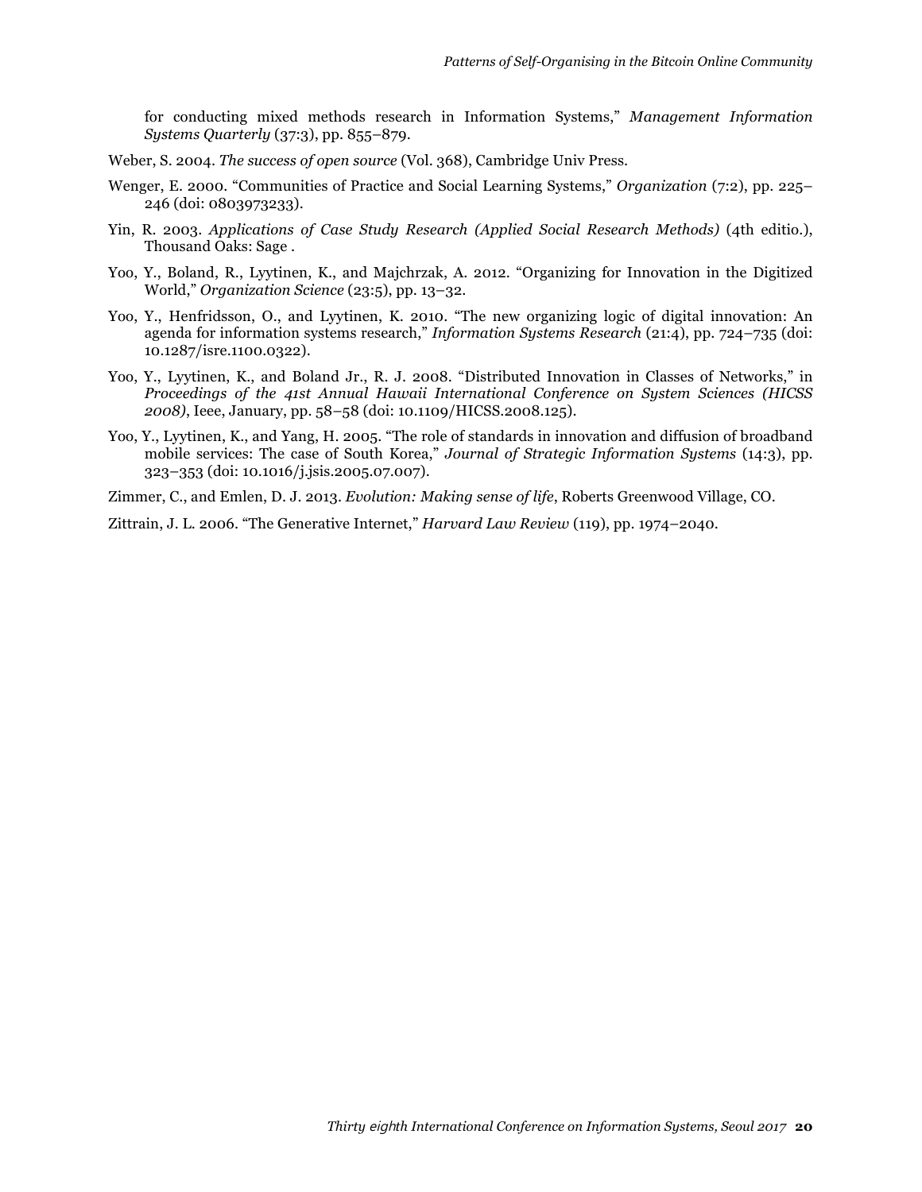for conducting mixed methods research in Information Systems," *Management Information Systems Quarterly* (37:3), pp. 855–879.

Weber, S. 2004. *The success of open source* (Vol. 368), Cambridge Univ Press.

Wenger, E. 2000. "Communities of Practice and Social Learning Systems," *Organization* (7:2), pp. 225–246 (doi: 0803973233).

Yin, R. 2003. *Applications of Case Study Research (Applied Social Research Methods)* (4th editio.), Thousand Oaks: Sage .

Yoo, Y., Boland, R., Lyytinen, K., and Majchrzak, A. 2012. "Organizing for Innovation in the Digitized World," *Organization Science* (23:5), pp. 13–32.

Yoo, Y., Henfridsson, O., and Lyytinen, K. 2010. "The new organizing logic of digital innovation: An agenda for information systems research," *Information Systems Research* (21:4), pp. 724–735 (doi: 10.1287/isre.1100.0322).

Yoo, Y., Lyytinen, K., and Boland Jr., R. J. 2008. "Distributed Innovation in Classes of Networks," in *Proceedings of the 41st Annual Hawaii International Conference on System Sciences (HICSS 2008)*, Ieee, January, pp. 58–58 (doi: 10.1109/HICSS.2008.125).

Yoo, Y., Lyytinen, K., and Yang, H. 2005. "The role of standards in innovation and diffusion of broadband mobile services: The case of South Korea," *Journal of Strategic Information Systems* (14:3), pp. 323–353 (doi: 10.1016/j.jsis.2005.07.007).

Zimmer, C., and Emlen, D. J. 2013. *Evolution: Making sense of life*, Roberts Greenwood Village, CO.

Zittrain, J. L. 2006. "The Generative Internet," *Harvard Law Review* (119), pp. 1974–2040.